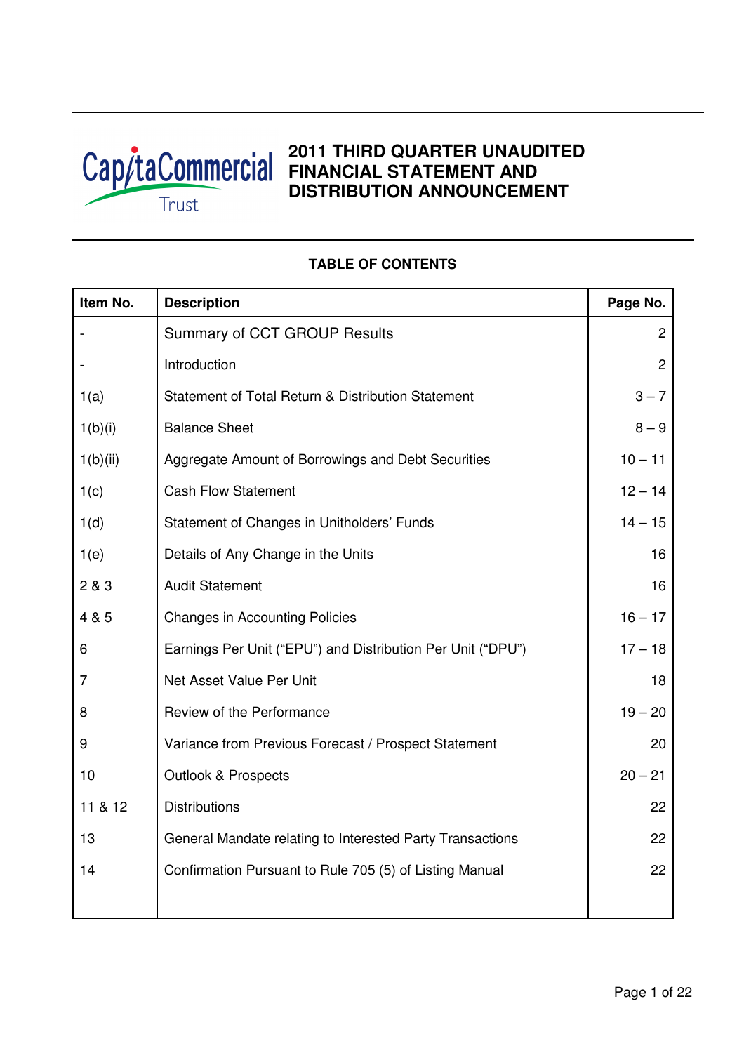CapitaCommercial Trust

# 2011 THIRD QUARTER UNAUDITED FINANCIAL STATEMENT AND DISTRIBUTION ANNOUNCEMENT

## TABLE OF CONTENTS

| Item No. | Description | Page No. |
|---|---|---|
| - | Summary of CCT GROUP Results | 2 |
| - | Introduction | 2 |
| 1(a) | Statement of Total Return & Distribution Statement | 3 – 7 |
| 1(b)(i) | Balance Sheet | 8 – 9 |
| 1(b)(ii) | Aggregate Amount of Borrowings and Debt Securities | 10 – 11 |
| 1(c) | Cash Flow Statement | 12 – 14 |
| 1(d) | Statement of Changes in Unitholders' Funds | 14 – 15 |
| 1(e) | Details of Any Change in the Units | 16 |
| 2 & 3 | Audit Statement | 16 |
| 4 & 5 | Changes in Accounting Policies | 16 – 17 |
| 6 | Earnings Per Unit ("EPU") and Distribution Per Unit ("DPU") | 17 – 18 |
| 7 | Net Asset Value Per Unit | 18 |
| 8 | Review of the Performance | 19 – 20 |
| 9 | Variance from Previous Forecast / Prospect Statement | 20 |
| 10 | Outlook & Prospects | 20 – 21 |
| 11 & 12 | Distributions | 22 |
| 13 | General Mandate relating to Interested Party Transactions | 22 |
| 14 | Confirmation Pursuant to Rule 705 (5) of Listing Manual | 22 |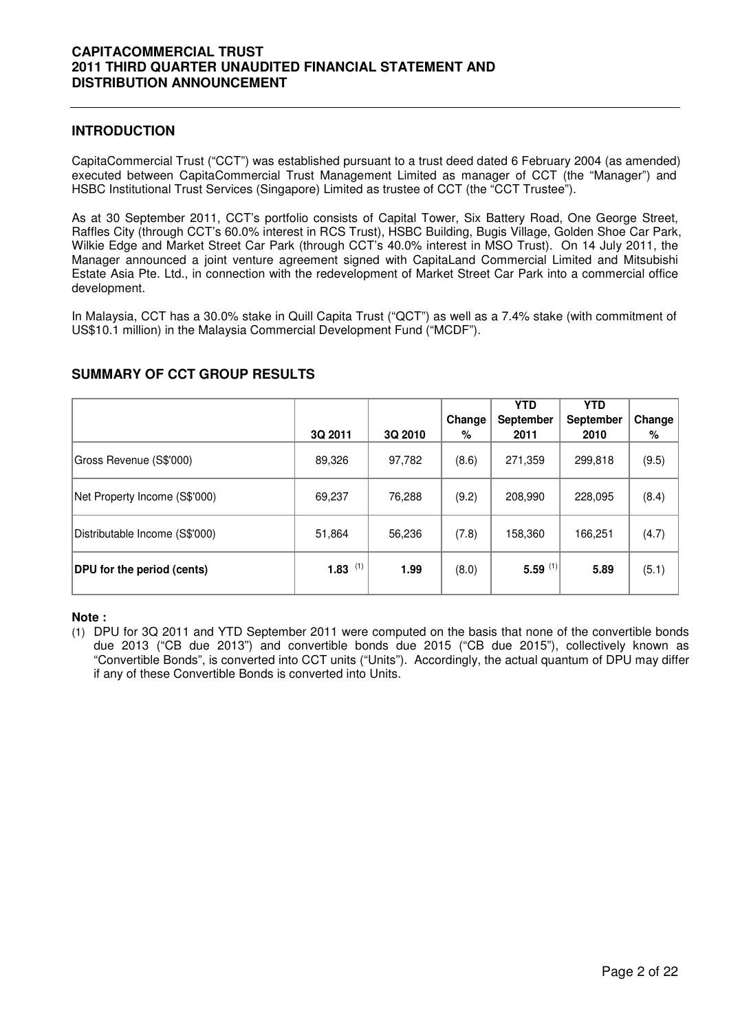## INTRODUCTION

CapitaCommercial Trust ("CCT") was established pursuant to a trust deed dated 6 February 2004 (as amended) executed between CapitaCommercial Trust Management Limited as manager of CCT (the "Manager") and HSBC Institutional Trust Services (Singapore) Limited as trustee of CCT (the "CCT Trustee").

As at 30 September 2011, CCT's portfolio consists of Capital Tower, Six Battery Road, One George Street, Raffles City (through CCT's 60.0% interest in RCS Trust), HSBC Building, Bugis Village, Golden Shoe Car Park, Wilkie Edge and Market Street Car Park (through CCT's 40.0% interest in MSO Trust). On 14 July 2011, the Manager announced a joint venture agreement signed with CapitaLand Commercial Limited and Mitsubishi Estate Asia Pte. Ltd., in connection with the redevelopment of Market Street Car Park into a commercial office development.

In Malaysia, CCT has a 30.0% stake in Quill Capita Trust ("QCT") as well as a 7.4% stake (with commitment of US$10.1 million) in the Malaysia Commercial Development Fund ("MCDF").

## SUMMARY OF CCT GROUP RESULTS

| | 3Q 2011 | 3Q 2010 | Change % | YTD September 2011 | YTD September 2010 | Change % |
|---|---|---|---|---|---|---|
| Gross Revenue (S$'000) | 89,326 | 97,782 | (8.6) | 271,359 | 299,818 | (9.5) |
| Net Property Income (S$'000) | 69,237 | 76,288 | (9.2) | 208,990 | 228,095 | (8.4) |
| Distributable Income (S$'000) | 51,864 | 56,236 | (7.8) | 158,360 | 166,251 | (4.7) |
| **DPU for the period (cents)** | **1.83** [1] | **1.99** | (8.0) | **5.59** [1] | **5.89** | (5.1) |

**Note :**

(1) DPU for 3Q 2011 and YTD September 2011 were computed on the basis that none of the convertible bonds due 2013 ("CB due 2013") and convertible bonds due 2015 ("CB due 2015"), collectively known as "Convertible Bonds", is converted into CCT units ("Units"). Accordingly, the actual quantum of DPU may differ if any of these Convertible Bonds is converted into Units.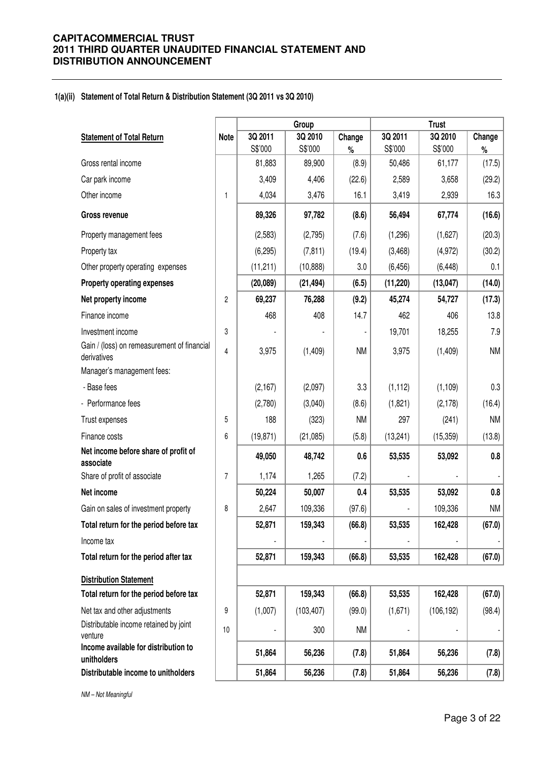### 1(a)(ii) Statement of Total Return & Distribution Statement (3Q 2011 vs 3Q 2010)

| Statement of Total Return | Note | Group | | | Trust | | |
|---|---|---|---|---|---|---|---|
| | | 3Q 2011 S$'000 | 3Q 2010 S$'000 | Change % | 3Q 2011 S$'000 | 3Q 2010 S$'000 | Change % |
| Gross rental income | | 81,883 | 89,900 | (8.9) | 50,486 | 61,177 | (17.5) |
| Car park income | | 3,409 | 4,406 | (22.6) | 2,589 | 3,658 | (29.2) |
| Other income | 1 | 4,034 | 3,476 | 16.1 | 3,419 | 2,939 | 16.3 |
| **Gross revenue** | | **89,326** | **97,782** | **(8.6)** | **56,494** | **67,774** | **(16.6)** |
| Property management fees | | (2,583) | (2,795) | (7.6) | (1,296) | (1,627) | (20.3) |
| Property tax | | (6,295) | (7,811) | (19.4) | (3,468) | (4,972) | (30.2) |
| Other property operating expenses | | (11,211) | (10,888) | 3.0 | (6,456) | (6,448) | 0.1 |
| **Property operating expenses** | | **(20,089)** | **(21,494)** | **(6.5)** | **(11,220)** | **(13,047)** | **(14.0)** |
| **Net property income** | 2 | **69,237** | **76,288** | **(9.2)** | **45,274** | **54,727** | **(17.3)** |
| Finance income | | 468 | 408 | 14.7 | 462 | 406 | 13.8 |
| Investment income | 3 | - | - | - | 19,701 | 18,255 | 7.9 |
| Gain / (loss) on remeasurement of financial derivatives | 4 | 3,975 | (1,409) | NM | 3,975 | (1,409) | NM |
| Manager's management fees: | | | | | | | |
| - Base fees | | (2,167) | (2,097) | 3.3 | (1,112) | (1,109) | 0.3 |
| - Performance fees | | (2,780) | (3,040) | (8.6) | (1,821) | (2,178) | (16.4) |
| Trust expenses | 5 | 188 | (323) | NM | 297 | (241) | NM |
| Finance costs | 6 | (19,871) | (21,085) | (5.8) | (13,241) | (15,359) | (13.8) |
| **Net income before share of profit of associate** | | **49,050** | **48,742** | **0.6** | **53,535** | **53,092** | **0.8** |
| Share of profit of associate | 7 | 1,174 | 1,265 | (7.2) | - | - | - |
| **Net income** | | **50,224** | **50,007** | **0.4** | **53,535** | **53,092** | **0.8** |
| Gain on sales of investment property | 8 | 2,647 | 109,336 | (97.6) | - | 109,336 | NM |
| **Total return for the period before tax** | | **52,871** | **159,343** | **(66.8)** | **53,535** | **162,428** | **(67.0)** |
| Income tax | | - | - | - | - | - | - |
| **Total return for the period after tax** | | **52,871** | **159,343** | **(66.8)** | **53,535** | **162,428** | **(67.0)** |
| **Distribution Statement** | | | | | | | |
| **Total return for the period before tax** | | **52,871** | **159,343** | **(66.8)** | **53,535** | **162,428** | **(67.0)** |
| Net tax and other adjustments | 9 | (1,007) | (103,407) | (99.0) | (1,671) | (106,192) | (98.4) |
| Distributable income retained by joint venture | 10 | - | 300 | NM | - | - | - |
| **Income available for distribution to unitholders** | | **51,864** | **56,236** | **(7.8)** | **51,864** | **56,236** | **(7.8)** |
| **Distributable income to unitholders** | | **51,864** | **56,236** | **(7.8)** | **51,864** | **56,236** | **(7.8)** |

*NM – Not Meaningful*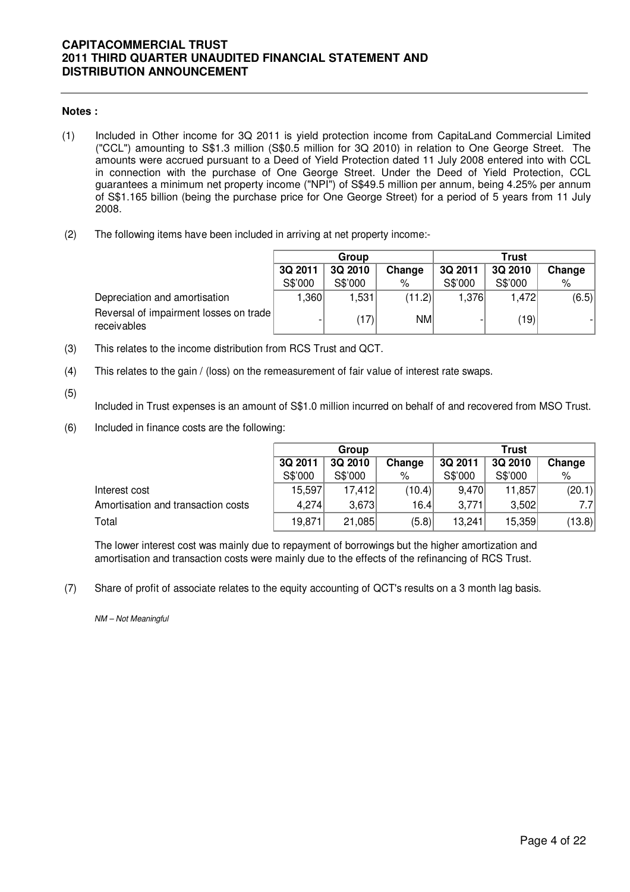**Notes :**

(1) Included in Other income for 3Q 2011 is yield protection income from CapitaLand Commercial Limited ("CCL") amounting to S$1.3 million (S$0.5 million for 3Q 2010) in relation to One George Street. The amounts were accrued pursuant to a Deed of Yield Protection dated 11 July 2008 entered into with CCL in connection with the purchase of One George Street. Under the Deed of Yield Protection, CCL guarantees a minimum net property income ("NPI") of S$49.5 million per annum, being 4.25% per annum of S$1.165 billion (being the purchase price for One George Street) for a period of 5 years from 11 July 2008.

(2) The following items have been included in arriving at net property income:-

| | Group | | | Trust | | |
|---|---|---|---|---|---|---|
| | 3Q 2011 | 3Q 2010 | Change | 3Q 2011 | 3Q 2010 | Change |
| | S$'000 | S$'000 | % | S$'000 | S$'000 | % |
| Depreciation and amortisation | 1,360 | 1,531 | (11.2) | 1,376 | 1,472 | (6.5) |
| Reversal of impairment losses on trade receivables | - | (17) | NM | - | (19) | - |

(3) This relates to the income distribution from RCS Trust and QCT.

(4) This relates to the gain / (loss) on the remeasurement of fair value of interest rate swaps.

(5) Included in Trust expenses is an amount of S$1.0 million incurred on behalf of and recovered from MSO Trust.

(6) Included in finance costs are the following:

| | Group | | | Trust | | |
|---|---|---|---|---|---|---|
| | 3Q 2011 | 3Q 2010 | Change | 3Q 2011 | 3Q 2010 | Change |
| | S$'000 | S$'000 | % | S$'000 | S$'000 | % |
| Interest cost | 15,597 | 17,412 | (10.4) | 9,470 | 11,857 | (20.1) |
| Amortisation and transaction costs | 4,274 | 3,673 | 16.4 | 3,771 | 3,502 | 7.7 |
| Total | 19,871 | 21,085 | (5.8) | 13,241 | 15,359 | (13.8) |

The lower interest cost was mainly due to repayment of borrowings but the higher amortization and amortisation and transaction costs were mainly due to the effects of the refinancing of RCS Trust.

(7) Share of profit of associate relates to the equity accounting of QCT's results on a 3 month lag basis.

*NM – Not Meaningful*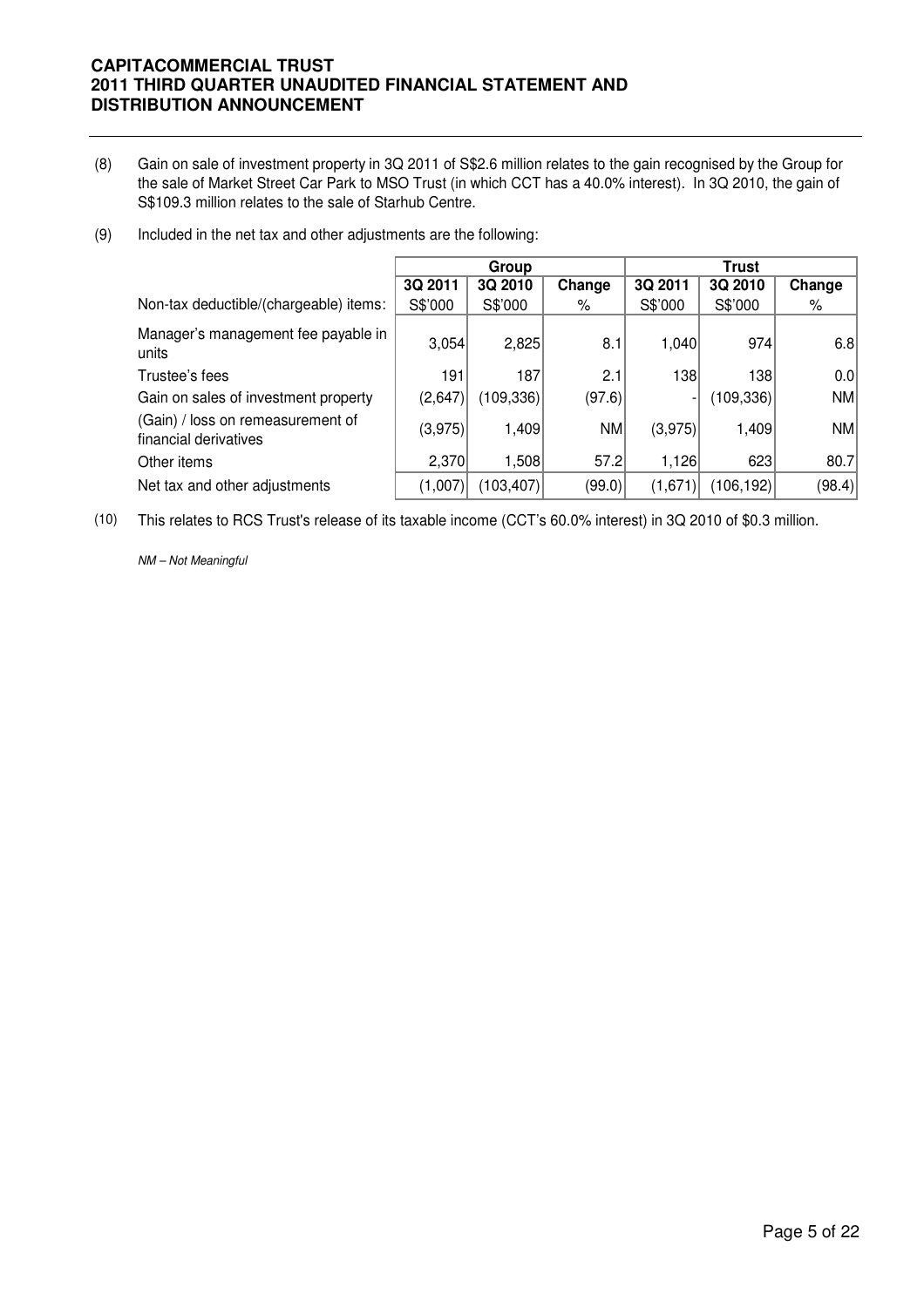(8) Gain on sale of investment property in 3Q 2011 of S$2.6 million relates to the gain recognised by the Group for the sale of Market Street Car Park to MSO Trust (in which CCT has a 40.0% interest). In 3Q 2010, the gain of S$109.3 million relates to the sale of Starhub Centre.

(9) Included in the net tax and other adjustments are the following:

| | Group | | | Trust | | |
|---|---|---|---|---|---|---|
| | 3Q 2011 | 3Q 2010 | Change | 3Q 2011 | 3Q 2010 | Change |
| Non-tax deductible/(chargeable) items: | S$'000 | S$'000 | % | S$'000 | S$'000 | % |
| Manager's management fee payable in units | 3,054 | 2,825 | 8.1 | 1,040 | 974 | 6.8 |
| Trustee's fees | 191 | 187 | 2.1 | 138 | 138 | 0.0 |
| Gain on sales of investment property | (2,647) | (109,336) | (97.6) | - | (109,336) | NM |
| (Gain) / loss on remeasurement of financial derivatives | (3,975) | 1,409 | NM | (3,975) | 1,409 | NM |
| Other items | 2,370 | 1,508 | 57.2 | 1,126 | 623 | 80.7 |
| Net tax and other adjustments | (1,007) | (103,407) | (99.0) | (1,671) | (106,192) | (98.4) |

(10) This relates to RCS Trust's release of its taxable income (CCT's 60.0% interest) in 3Q 2010 of $0.3 million.

*NM – Not Meaningful*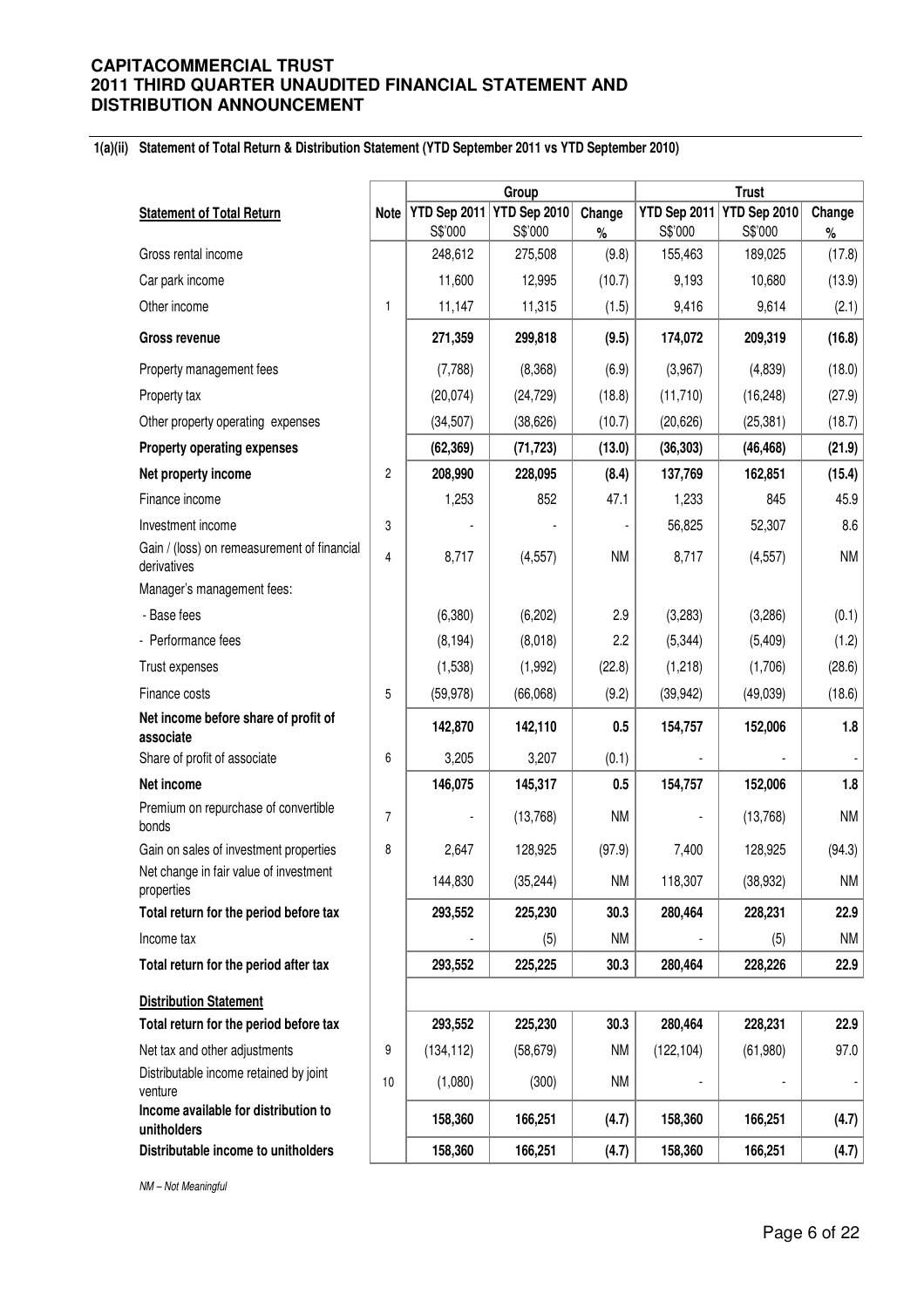**1(a)(ii) Statement of Total Return & Distribution Statement (YTD September 2011 vs YTD September 2010)**

| | | Group | | | Trust | | |
|---|---|---|---|---|---|---|---|
| **Statement of Total Return** | **Note** | **YTD Sep 2011** S$'000 | **YTD Sep 2010** S$'000 | **Change** % | **YTD Sep 2011** S$'000 | **YTD Sep 2010** S$'000 | **Change** % |
| Gross rental income | | 248,612 | 275,508 | (9.8) | 155,463 | 189,025 | (17.8) |
| Car park income | | 11,600 | 12,995 | (10.7) | 9,193 | 10,680 | (13.9) |
| Other income | 1 | 11,147 | 11,315 | (1.5) | 9,416 | 9,614 | (2.1) |
| **Gross revenue** | | **271,359** | **299,818** | **(9.5)** | **174,072** | **209,319** | **(16.8)** |
| Property management fees | | (7,788) | (8,368) | (6.9) | (3,967) | (4,839) | (18.0) |
| Property tax | | (20,074) | (24,729) | (18.8) | (11,710) | (16,248) | (27.9) |
| Other property operating expenses | | (34,507) | (38,626) | (10.7) | (20,626) | (25,381) | (18.7) |
| **Property operating expenses** | | **(62,369)** | **(71,723)** | **(13.0)** | **(36,303)** | **(46,468)** | **(21.9)** |
| **Net property income** | 2 | **208,990** | **228,095** | **(8.4)** | **137,769** | **162,851** | **(15.4)** |
| Finance income | | 1,253 | 852 | 47.1 | 1,233 | 845 | 45.9 |
| Investment income | 3 | - | - | - | 56,825 | 52,307 | 8.6 |
| Gain / (loss) on remeasurement of financial derivatives | 4 | 8,717 | (4,557) | NM | 8,717 | (4,557) | NM |
| Manager's management fees: | | | | | | | |
| - Base fees | | (6,380) | (6,202) | 2.9 | (3,283) | (3,286) | (0.1) |
| - Performance fees | | (8,194) | (8,018) | 2.2 | (5,344) | (5,409) | (1.2) |
| Trust expenses | | (1,538) | (1,992) | (22.8) | (1,218) | (1,706) | (28.6) |
| Finance costs | 5 | (59,978) | (66,068) | (9.2) | (39,942) | (49,039) | (18.6) |
| **Net income before share of profit of associate** | | **142,870** | **142,110** | **0.5** | **154,757** | **152,006** | **1.8** |
| Share of profit of associate | 6 | 3,205 | 3,207 | (0.1) | - | - | - |
| **Net income** | | **146,075** | **145,317** | **0.5** | **154,757** | **152,006** | **1.8** |
| Premium on repurchase of convertible bonds | 7 | - | (13,768) | NM | - | (13,768) | NM |
| Gain on sales of investment properties | 8 | 2,647 | 128,925 | (97.9) | 7,400 | 128,925 | (94.3) |
| Net change in fair value of investment properties | | 144,830 | (35,244) | NM | 118,307 | (38,932) | NM |
| **Total return for the period before tax** | | **293,552** | **225,230** | **30.3** | **280,464** | **228,231** | **22.9** |
| Income tax | | - | (5) | NM | - | (5) | NM |
| **Total return for the period after tax** | | **293,552** | **225,225** | **30.3** | **280,464** | **228,226** | **22.9** |
| **Distribution Statement** | | | | | | | |
| **Total return for the period before tax** | | **293,552** | **225,230** | **30.3** | **280,464** | **228,231** | **22.9** |
| Net tax and other adjustments | 9 | (134,112) | (58,679) | NM | (122,104) | (61,980) | 97.0 |
| Distributable income retained by joint venture | 10 | (1,080) | (300) | NM | - | - | - |
| **Income available for distribution to unitholders** | | **158,360** | **166,251** | **(4.7)** | **158,360** | **166,251** | **(4.7)** |
| **Distributable income to unitholders** | | **158,360** | **166,251** | **(4.7)** | **158,360** | **166,251** | **(4.7)** |

*NM – Not Meaningful*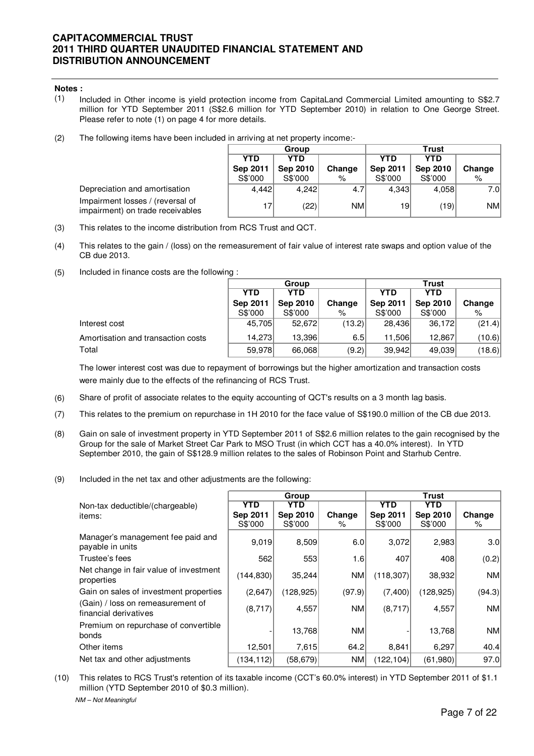**Notes :**

(1) Included in Other income is yield protection income from CapitaLand Commercial Limited amounting to S$2.7 million for YTD September 2011 (S$2.6 million for YTD September 2010) in relation to One George Street. Please refer to note (1) on page 4 for more details.

(2) The following items have been included in arriving at net property income:-

| | Group | | | Trust | | |
|---|---|---|---|---|---|---|
| | YTD Sep 2011 S$'000 | YTD Sep 2010 S$'000 | Change % | YTD Sep 2011 S$'000 | YTD Sep 2010 S$'000 | Change % |
| Depreciation and amortisation | 4,442 | 4,242 | 4.7 | 4,343 | 4,058 | 7.0 |
| Impairment losses / (reversal of impairment) on trade receivables | 17 | (22) | NM | 19 | (19) | NM |

(3) This relates to the income distribution from RCS Trust and QCT.

(4) This relates to the gain / (loss) on the remeasurement of fair value of interest rate swaps and option value of the CB due 2013.

(5) Included in finance costs are the following :

| | Group | | | Trust | | |
|---|---|---|---|---|---|---|
| | YTD Sep 2011 S$'000 | YTD Sep 2010 S$'000 | Change % | YTD Sep 2011 S$'000 | YTD Sep 2010 S$'000 | Change % |
| Interest cost | 45,705 | 52,672 | (13.2) | 28,436 | 36,172 | (21.4) |
| Amortisation and transaction costs | 14,273 | 13,396 | 6.5 | 11,506 | 12,867 | (10.6) |
| Total | 59,978 | 66,068 | (9.2) | 39,942 | 49,039 | (18.6) |

The lower interest cost was due to repayment of borrowings but the higher amortization and transaction costs were mainly due to the effects of the refinancing of RCS Trust.

(6) Share of profit of associate relates to the equity accounting of QCT's results on a 3 month lag basis.

(7) This relates to the premium on repurchase in 1H 2010 for the face value of S$190.0 million of the CB due 2013.

(8) Gain on sale of investment property in YTD September 2011 of S$2.6 million relates to the gain recognised by the Group for the sale of Market Street Car Park to MSO Trust (in which CCT has a 40.0% interest). In YTD September 2010, the gain of S$128.9 million relates to the sales of Robinson Point and Starhub Centre.

(9) Included in the net tax and other adjustments are the following:

| | Group | | | Trust | | |
|---|---|---|---|---|---|---|
| Non-tax deductible/(chargeable) items: | YTD Sep 2011 S$'000 | YTD Sep 2010 S$'000 | Change % | YTD Sep 2011 S$'000 | YTD Sep 2010 S$'000 | Change % |
| Manager's management fee paid and payable in units | 9,019 | 8,509 | 6.0 | 3,072 | 2,983 | 3.0 |
| Trustee's fees | 562 | 553 | 1.6 | 407 | 408 | (0.2) |
| Net change in fair value of investment properties | (144,830) | 35,244 | NM | (118,307) | 38,932 | NM |
| Gain on sales of investment properties | (2,647) | (128,925) | (97.9) | (7,400) | (128,925) | (94.3) |
| (Gain) / loss on remeasurement of financial derivatives | (8,717) | 4,557 | NM | (8,717) | 4,557 | NM |
| Premium on repurchase of convertible bonds | - | 13,768 | NM | - | 13,768 | NM |
| Other items | 12,501 | 7,615 | 64.2 | 8,841 | 6,297 | 40.4 |
| Net tax and other adjustments | (134,112) | (58,679) | NM | (122,104) | (61,980) | 97.0 |

(10) This relates to RCS Trust's retention of its taxable income (CCT's 60.0% interest) in YTD September 2011 of $1.1 million (YTD September 2010 of $0.3 million).

*NM – Not Meaningful*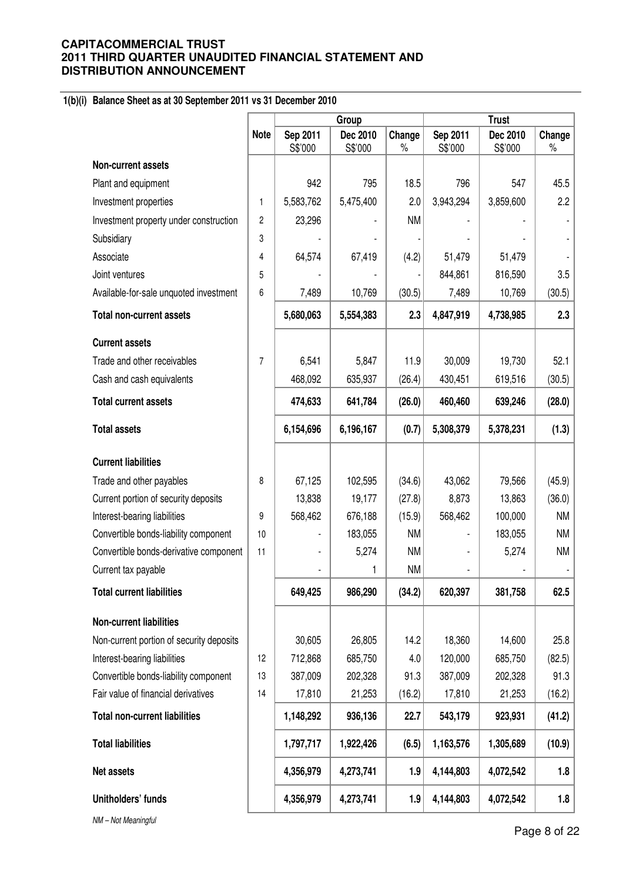**CAPITACOMMERCIAL TRUST**
**2011 THIRD QUARTER UNAUDITED FINANCIAL STATEMENT AND DISTRIBUTION ANNOUNCEMENT**

### 1(b)(i) Balance Sheet as at 30 September 2011 vs 31 December 2010

| | Note | Group | | | Trust | | |
|---|---|---|---|---|---|---|---|
| | | Sep 2011 S$'000 | Dec 2010 S$'000 | Change % | Sep 2011 S$'000 | Dec 2010 S$'000 | Change % |
| **Non-current assets** | | | | | | | |
| Plant and equipment | | 942 | 795 | 18.5 | 796 | 547 | 45.5 |
| Investment properties | 1 | 5,583,762 | 5,475,400 | 2.0 | 3,943,294 | 3,859,600 | 2.2 |
| Investment property under construction | 2 | 23,296 | - | NM | - | - | - |
| Subsidiary | 3 | - | - | - | - | - | - |
| Associate | 4 | 64,574 | 67,419 | (4.2) | 51,479 | 51,479 | - |
| Joint ventures | 5 | - | - | - | 844,861 | 816,590 | 3.5 |
| Available-for-sale unquoted investment | 6 | 7,489 | 10,769 | (30.5) | 7,489 | 10,769 | (30.5) |
| **Total non-current assets** | | **5,680,063** | **5,554,383** | **2.3** | **4,847,919** | **4,738,985** | **2.3** |
| **Current assets** | | | | | | | |
| Trade and other receivables | 7 | 6,541 | 5,847 | 11.9 | 30,009 | 19,730 | 52.1 |
| Cash and cash equivalents | | 468,092 | 635,937 | (26.4) | 430,451 | 619,516 | (30.5) |
| **Total current assets** | | **474,633** | **641,784** | **(26.0)** | **460,460** | **639,246** | **(28.0)** |
| **Total assets** | | **6,154,696** | **6,196,167** | **(0.7)** | **5,308,379** | **5,378,231** | **(1.3)** |
| **Current liabilities** | | | | | | | |
| Trade and other payables | 8 | 67,125 | 102,595 | (34.6) | 43,062 | 79,566 | (45.9) |
| Current portion of security deposits | | 13,838 | 19,177 | (27.8) | 8,873 | 13,863 | (36.0) |
| Interest-bearing liabilities | 9 | 568,462 | 676,188 | (15.9) | 568,462 | 100,000 | NM |
| Convertible bonds-liability component | 10 | - | 183,055 | NM | - | 183,055 | NM |
| Convertible bonds-derivative component | 11 | - | 5,274 | NM | - | 5,274 | NM |
| Current tax payable | | - | 1 | NM | - | - | - |
| **Total current liabilities** | | **649,425** | **986,290** | **(34.2)** | **620,397** | **381,758** | **62.5** |
| **Non-current liabilities** | | | | | | | |
| Non-current portion of security deposits | | 30,605 | 26,805 | 14.2 | 18,360 | 14,600 | 25.8 |
| Interest-bearing liabilities | 12 | 712,868 | 685,750 | 4.0 | 120,000 | 685,750 | (82.5) |
| Convertible bonds-liability component | 13 | 387,009 | 202,328 | 91.3 | 387,009 | 202,328 | 91.3 |
| Fair value of financial derivatives | 14 | 17,810 | 21,253 | (16.2) | 17,810 | 21,253 | (16.2) |
| **Total non-current liabilities** | | **1,148,292** | **936,136** | **22.7** | **543,179** | **923,931** | **(41.2)** |
| **Total liabilities** | | **1,797,717** | **1,922,426** | **(6.5)** | **1,163,576** | **1,305,689** | **(10.9)** |
| **Net assets** | | **4,356,979** | **4,273,741** | **1.9** | **4,144,803** | **4,072,542** | **1.8** |
| **Unitholders' funds** | | **4,356,979** | **4,273,741** | **1.9** | **4,144,803** | **4,072,542** | **1.8** |

*NM – Not Meaningful*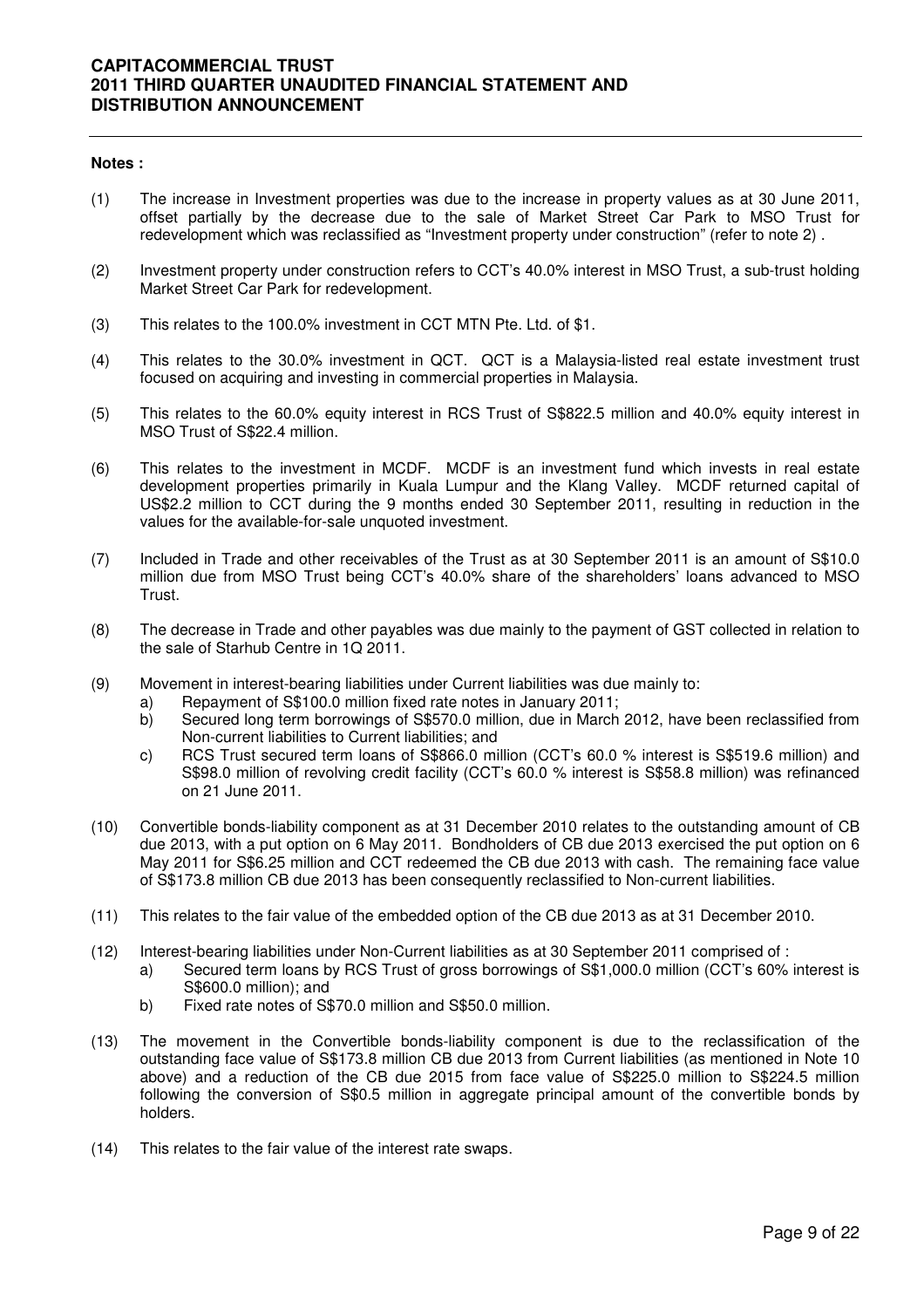**Notes :**

(1) The increase in Investment properties was due to the increase in property values as at 30 June 2011, offset partially by the decrease due to the sale of Market Street Car Park to MSO Trust for redevelopment which was reclassified as "Investment property under construction" (refer to note 2) .

(2) Investment property under construction refers to CCT's 40.0% interest in MSO Trust, a sub-trust holding Market Street Car Park for redevelopment.

(3) This relates to the 100.0% investment in CCT MTN Pte. Ltd. of $1.

(4) This relates to the 30.0% investment in QCT. QCT is a Malaysia-listed real estate investment trust focused on acquiring and investing in commercial properties in Malaysia.

(5) This relates to the 60.0% equity interest in RCS Trust of S$822.5 million and 40.0% equity interest in MSO Trust of S$22.4 million.

(6) This relates to the investment in MCDF. MCDF is an investment fund which invests in real estate development properties primarily in Kuala Lumpur and the Klang Valley. MCDF returned capital of US$2.2 million to CCT during the 9 months ended 30 September 2011, resulting in reduction in the values for the available-for-sale unquoted investment.

(7) Included in Trade and other receivables of the Trust as at 30 September 2011 is an amount of S$10.0 million due from MSO Trust being CCT's 40.0% share of the shareholders' loans advanced to MSO Trust.

(8) The decrease in Trade and other payables was due mainly to the payment of GST collected in relation to the sale of Starhub Centre in 1Q 2011.

(9) Movement in interest-bearing liabilities under Current liabilities was due mainly to:
   a) Repayment of S$100.0 million fixed rate notes in January 2011;
   b) Secured long term borrowings of S$570.0 million, due in March 2012, have been reclassified from Non-current liabilities to Current liabilities; and
   c) RCS Trust secured term loans of S$866.0 million (CCT's 60.0 % interest is S$519.6 million) and S$98.0 million of revolving credit facility (CCT's 60.0 % interest is S$58.8 million) was refinanced on 21 June 2011.

(10) Convertible bonds-liability component as at 31 December 2010 relates to the outstanding amount of CB due 2013, with a put option on 6 May 2011. Bondholders of CB due 2013 exercised the put option on 6 May 2011 for S$6.25 million and CCT redeemed the CB due 2013 with cash. The remaining face value of S$173.8 million CB due 2013 has been consequently reclassified to Non-current liabilities.

(11) This relates to the fair value of the embedded option of the CB due 2013 as at 31 December 2010.

(12) Interest-bearing liabilities under Non-Current liabilities as at 30 September 2011 comprised of :
   a) Secured term loans by RCS Trust of gross borrowings of S$1,000.0 million (CCT's 60% interest is S$600.0 million); and
   b) Fixed rate notes of S$70.0 million and S$50.0 million.

(13) The movement in the Convertible bonds-liability component is due to the reclassification of the outstanding face value of S$173.8 million CB due 2013 from Current liabilities (as mentioned in Note 10 above) and a reduction of the CB due 2015 from face value of S$225.0 million to S$224.5 million following the conversion of S$0.5 million in aggregate principal amount of the convertible bonds by holders.

(14) This relates to the fair value of the interest rate swaps.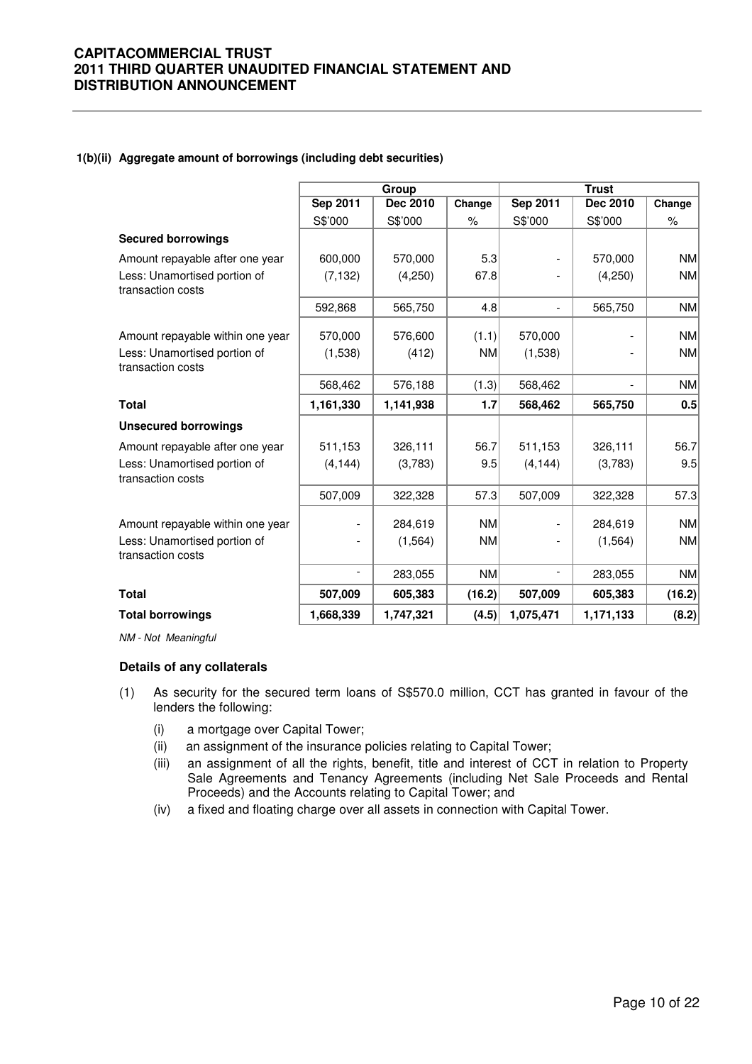#### 1(b)(ii) Aggregate amount of borrowings (including debt securities)

| | Group | | | Trust | | |
|---|---|---|---|---|---|---|
| | Sep 2011 | Dec 2010 | Change | Sep 2011 | Dec 2010 | Change |
| | S$'000 | S$'000 | % | S$'000 | S$'000 | % |
| **Secured borrowings** | | | | | | |
| Amount repayable after one year | 600,000 | 570,000 | 5.3 | - | 570,000 | NM |
| Less: Unamortised portion of transaction costs | (7,132) | (4,250) | 67.8 | - | (4,250) | NM |
| | 592,868 | 565,750 | 4.8 | - | 565,750 | NM |
| Amount repayable within one year | 570,000 | 576,600 | (1.1) | 570,000 | - | NM |
| Less: Unamortised portion of transaction costs | (1,538) | (412) | NM | (1,538) | - | NM |
| | 568,462 | 576,188 | (1.3) | 568,462 | - | NM |
| **Total** | **1,161,330** | **1,141,938** | **1.7** | **568,462** | **565,750** | **0.5** |
| **Unsecured borrowings** | | | | | | |
| Amount repayable after one year | 511,153 | 326,111 | 56.7 | 511,153 | 326,111 | 56.7 |
| Less: Unamortised portion of transaction costs | (4,144) | (3,783) | 9.5 | (4,144) | (3,783) | 9.5 |
| | 507,009 | 322,328 | 57.3 | 507,009 | 322,328 | 57.3 |
| Amount repayable within one year | - | 284,619 | NM | - | 284,619 | NM |
| Less: Unamortised portion of transaction costs | - | (1,564) | NM | - | (1,564) | NM |
| | - | 283,055 | NM | - | 283,055 | NM |
| **Total** | **507,009** | **605,383** | **(16.2)** | **507,009** | **605,383** | **(16.2)** |
| **Total borrowings** | **1,668,339** | **1,747,321** | **(4.5)** | **1,075,471** | **1,171,133** | **(8.2)** |

*NM - Not Meaningful*

**Details of any collaterals**

(1) As security for the secured term loans of S$570.0 million, CCT has granted in favour of the lenders the following:

(i) a mortgage over Capital Tower;

(ii) an assignment of the insurance policies relating to Capital Tower;

(iii) an assignment of all the rights, benefit, title and interest of CCT in relation to Property Sale Agreements and Tenancy Agreements (including Net Sale Proceeds and Rental Proceeds) and the Accounts relating to Capital Tower; and

(iv) a fixed and floating charge over all assets in connection with Capital Tower.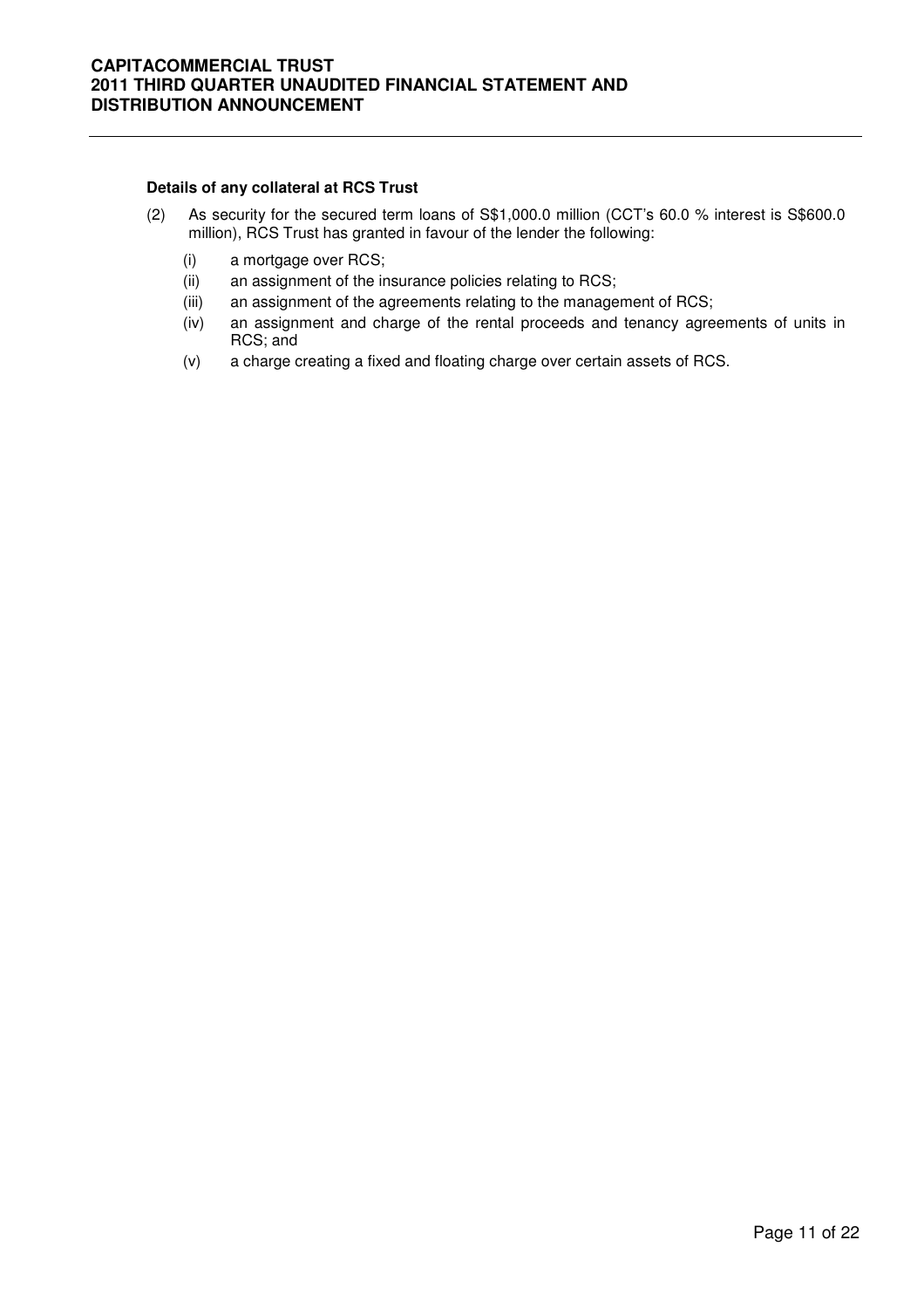**Details of any collateral at RCS Trust**

(2) As security for the secured term loans of S$1,000.0 million (CCT's 60.0 % interest is S$600.0 million), RCS Trust has granted in favour of the lender the following:

   (i) a mortgage over RCS;
   (ii) an assignment of the insurance policies relating to RCS;
   (iii) an assignment of the agreements relating to the management of RCS;
   (iv) an assignment and charge of the rental proceeds and tenancy agreements of units in RCS; and
   (v) a charge creating a fixed and floating charge over certain assets of RCS.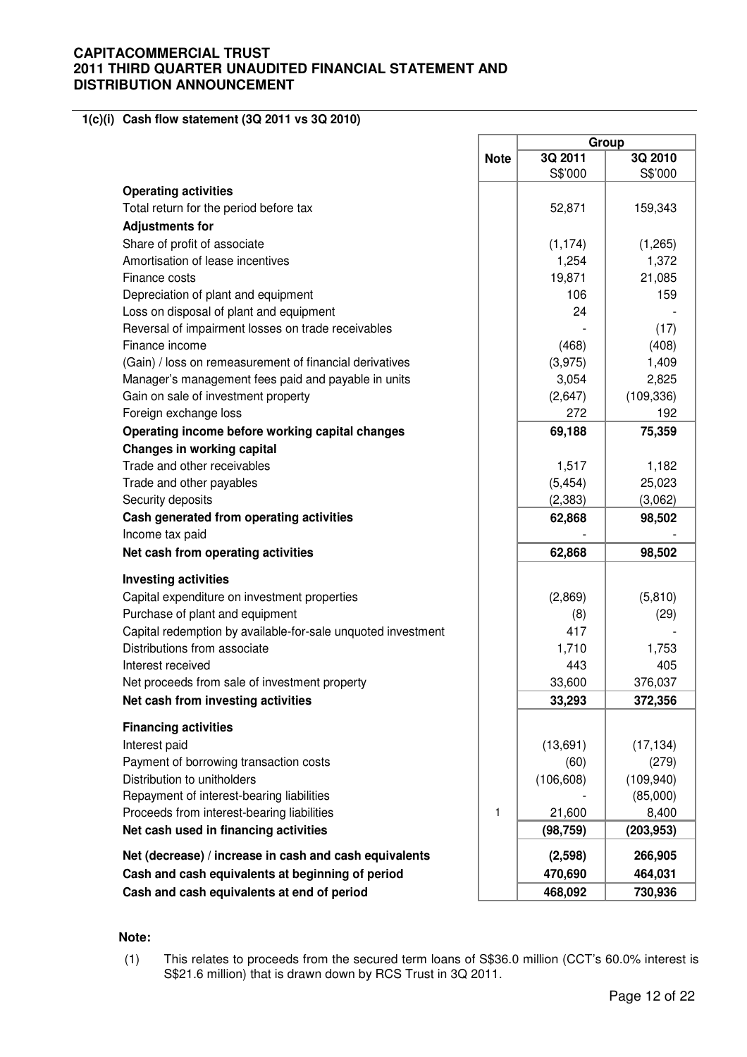### 1(c)(i) Cash flow statement (3Q 2011 vs 3Q 2010)

| | Note | Group | |
|---|---|---|---|
| | | 3Q 2011 | 3Q 2010 |
| | | S$'000 | S$'000 |
| **Operating activities** | | | |
| Total return for the period before tax | | 52,871 | 159,343 |
| **Adjustments for** | | | |
| Share of profit of associate | | (1,174) | (1,265) |
| Amortisation of lease incentives | | 1,254 | 1,372 |
| Finance costs | | 19,871 | 21,085 |
| Depreciation of plant and equipment | | 106 | 159 |
| Loss on disposal of plant and equipment | | 24 | - |
| Reversal of impairment losses on trade receivables | | - | (17) |
| Finance income | | (468) | (408) |
| (Gain) / loss on remeasurement of financial derivatives | | (3,975) | 1,409 |
| Manager's management fees paid and payable in units | | 3,054 | 2,825 |
| Gain on sale of investment property | | (2,647) | (109,336) |
| Foreign exchange loss | | 272 | 192 |
| **Operating income before working capital changes** | | **69,188** | **75,359** |
| **Changes in working capital** | | | |
| Trade and other receivables | | 1,517 | 1,182 |
| Trade and other payables | | (5,454) | 25,023 |
| Security deposits | | (2,383) | (3,062) |
| **Cash generated from operating activities** | | **62,868** | **98,502** |
| Income tax paid | | - | - |
| **Net cash from operating activities** | | **62,868** | **98,502** |
| **Investing activities** | | | |
| Capital expenditure on investment properties | | (2,869) | (5,810) |
| Purchase of plant and equipment | | (8) | (29) |
| Capital redemption by available-for-sale unquoted investment | | 417 | - |
| Distributions from associate | | 1,710 | 1,753 |
| Interest received | | 443 | 405 |
| Net proceeds from sale of investment property | | 33,600 | 376,037 |
| **Net cash from investing activities** | | **33,293** | **372,356** |
| **Financing activities** | | | |
| Interest paid | | (13,691) | (17,134) |
| Payment of borrowing transaction costs | | (60) | (279) |
| Distribution to unitholders | | (106,608) | (109,940) |
| Repayment of interest-bearing liabilities | | - | (85,000) |
| Proceeds from interest-bearing liabilities | 1 | 21,600 | 8,400 |
| **Net cash used in financing activities** | | **(98,759)** | **(203,953)** |
| **Net (decrease) / increase in cash and cash equivalents** | | **(2,598)** | **266,905** |
| **Cash and cash equivalents at beginning of period** | | **470,690** | **464,031** |
| **Cash and cash equivalents at end of period** | | **468,092** | **730,936** |

**Note:**

(1) This relates to proceeds from the secured term loans of S$36.0 million (CCT's 60.0% interest is S$21.6 million) that is drawn down by RCS Trust in 3Q 2011.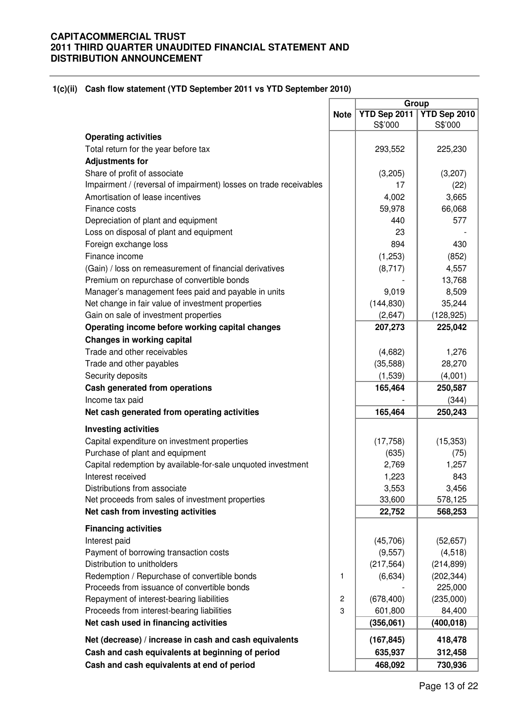### 1(c)(ii) Cash flow statement (YTD September 2011 vs YTD September 2010)

| | Note | Group | |
|---|---|---|---|
| | | YTD Sep 2011 S$'000 | YTD Sep 2010 S$'000 |
| **Operating activities** | | | |
| Total return for the year before tax | | 293,552 | 225,230 |
| **Adjustments for** | | | |
| Share of profit of associate | | (3,205) | (3,207) |
| Impairment / (reversal of impairment) losses on trade receivables | | 17 | (22) |
| Amortisation of lease incentives | | 4,002 | 3,665 |
| Finance costs | | 59,978 | 66,068 |
| Depreciation of plant and equipment | | 440 | 577 |
| Loss on disposal of plant and equipment | | 23 | - |
| Foreign exchange loss | | 894 | 430 |
| Finance income | | (1,253) | (852) |
| (Gain) / loss on remeasurement of financial derivatives | | (8,717) | 4,557 |
| Premium on repurchase of convertible bonds | | - | 13,768 |
| Manager's management fees paid and payable in units | | 9,019 | 8,509 |
| Net change in fair value of investment properties | | (144,830) | 35,244 |
| Gain on sale of investment properties | | (2,647) | (128,925) |
| **Operating income before working capital changes** | | **207,273** | **225,042** |
| **Changes in working capital** | | | |
| Trade and other receivables | | (4,682) | 1,276 |
| Trade and other payables | | (35,588) | 28,270 |
| Security deposits | | (1,539) | (4,001) |
| **Cash generated from operations** | | **165,464** | **250,587** |
| Income tax paid | | - | (344) |
| **Net cash generated from operating activities** | | **165,464** | **250,243** |
| **Investing activities** | | | |
| Capital expenditure on investment properties | | (17,758) | (15,353) |
| Purchase of plant and equipment | | (635) | (75) |
| Capital redemption by available-for-sale unquoted investment | | 2,769 | 1,257 |
| Interest received | | 1,223 | 843 |
| Distributions from associate | | 3,553 | 3,456 |
| Net proceeds from sales of investment properties | | 33,600 | 578,125 |
| **Net cash from investing activities** | | **22,752** | **568,253** |
| **Financing activities** | | | |
| Interest paid | | (45,706) | (52,657) |
| Payment of borrowing transaction costs | | (9,557) | (4,518) |
| Distribution to unitholders | | (217,564) | (214,899) |
| Redemption / Repurchase of convertible bonds | 1 | (6,634) | (202,344) |
| Proceeds from issuance of convertible bonds | | - | 225,000 |
| Repayment of interest-bearing liabilities | 2 | (678,400) | (235,000) |
| Proceeds from interest-bearing liabilities | 3 | 601,800 | 84,400 |
| **Net cash used in financing activities** | | **(356,061)** | **(400,018)** |
| **Net (decrease) / increase in cash and cash equivalents** | | **(167,845)** | **418,478** |
| **Cash and cash equivalents at beginning of period** | | **635,937** | **312,458** |
| **Cash and cash equivalents at end of period** | | **468,092** | **730,936** |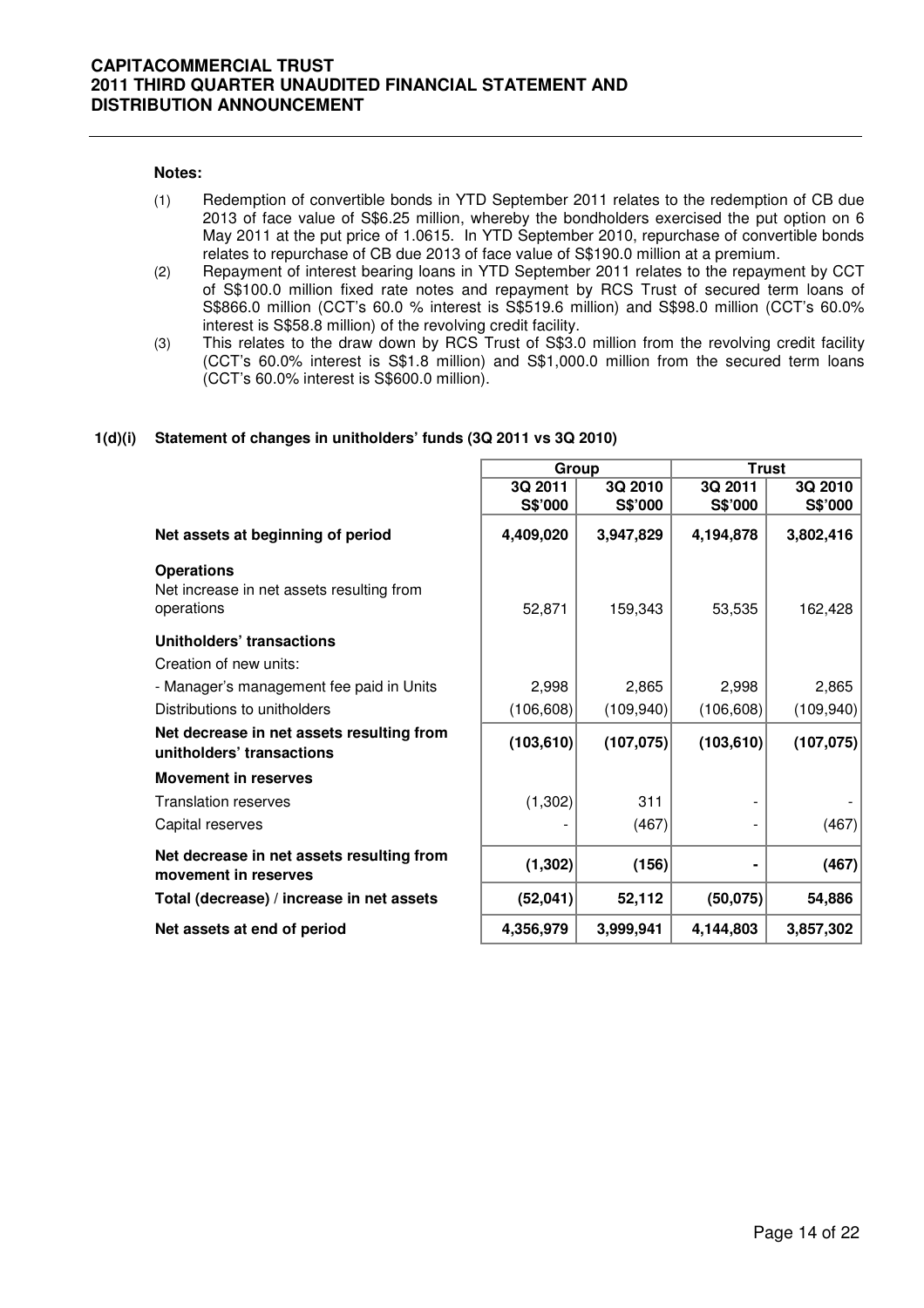**Notes:**

(1) Redemption of convertible bonds in YTD September 2011 relates to the redemption of CB due 2013 of face value of S$6.25 million, whereby the bondholders exercised the put option on 6 May 2011 at the put price of 1.0615. In YTD September 2010, repurchase of convertible bonds relates to repurchase of CB due 2013 of face value of S$190.0 million at a premium.

(2) Repayment of interest bearing loans in YTD September 2011 relates to the repayment by CCT of S$100.0 million fixed rate notes and repayment by RCS Trust of secured term loans of S$866.0 million (CCT's 60.0 % interest is S$519.6 million) and S$98.0 million (CCT's 60.0% interest is S$58.8 million) of the revolving credit facility.

(3) This relates to the draw down by RCS Trust of S$3.0 million from the revolving credit facility (CCT's 60.0% interest is S$1.8 million) and S$1,000.0 million from the secured term loans (CCT's 60.0% interest is S$600.0 million).

## 1(d)(i) Statement of changes in unitholders' funds (3Q 2011 vs 3Q 2010)

| | Group | | Trust | |
|---|---|---|---|---|
| | 3Q 2011 S$'000 | 3Q 2010 S$'000 | 3Q 2011 S$'000 | 3Q 2010 S$'000 |
| **Net assets at beginning of period** | **4,409,020** | **3,947,829** | **4,194,878** | **3,802,416** |
| **Operations** | | | | |
| Net increase in net assets resulting from operations | 52,871 | 159,343 | 53,535 | 162,428 |
| **Unitholders' transactions** | | | | |
| Creation of new units: | | | | |
| - Manager's management fee paid in Units | 2,998 | 2,865 | 2,998 | 2,865 |
| Distributions to unitholders | (106,608) | (109,940) | (106,608) | (109,940) |
| **Net decrease in net assets resulting from unitholders' transactions** | **(103,610)** | **(107,075)** | **(103,610)** | **(107,075)** |
| **Movement in reserves** | | | | |
| Translation reserves | (1,302) | 311 | - | - |
| Capital reserves | - | (467) | - | (467) |
| **Net decrease in net assets resulting from movement in reserves** | **(1,302)** | **(156)** | **-** | **(467)** |
| **Total (decrease) / increase in net assets** | **(52,041)** | **52,112** | **(50,075)** | **54,886** |
| **Net assets at end of period** | **4,356,979** | **3,999,941** | **4,144,803** | **3,857,302** |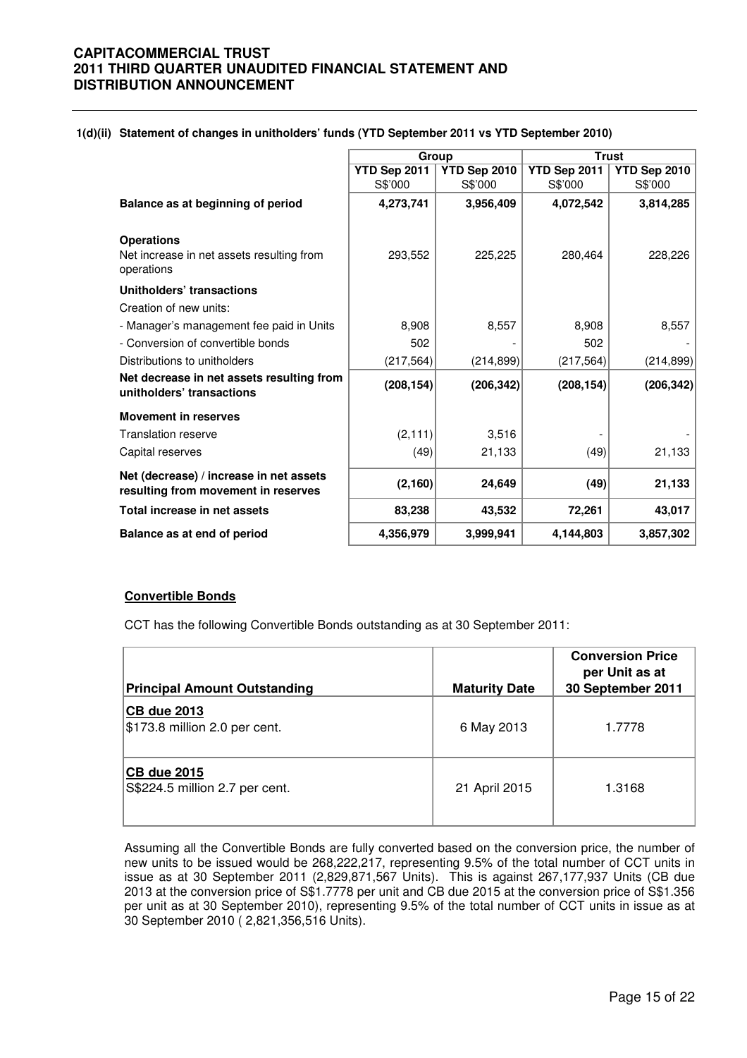#### 1(d)(ii) Statement of changes in unitholders' funds (YTD September 2011 vs YTD September 2010)

| | Group | | Trust | |
|---|---|---|---|---|
| | YTD Sep 2011 S$'000 | YTD Sep 2010 S$'000 | YTD Sep 2011 S$'000 | YTD Sep 2010 S$'000 |
| **Balance as at beginning of period** | **4,273,741** | **3,956,409** | **4,072,542** | **3,814,285** |
| **Operations** | | | | |
| Net increase in net assets resulting from operations | 293,552 | 225,225 | 280,464 | 228,226 |
| **Unitholders' transactions** | | | | |
| Creation of new units: | | | | |
| - Manager's management fee paid in Units | 8,908 | 8,557 | 8,908 | 8,557 |
| - Conversion of convertible bonds | 502 | - | 502 | - |
| Distributions to unitholders | (217,564) | (214,899) | (217,564) | (214,899) |
| **Net decrease in net assets resulting from unitholders' transactions** | **(208,154)** | **(206,342)** | **(208,154)** | **(206,342)** |
| **Movement in reserves** | | | | |
| Translation reserve | (2,111) | 3,516 | - | - |
| Capital reserves | (49) | 21,133 | (49) | 21,133 |
| **Net (decrease) / increase in net assets resulting from movement in reserves** | **(2,160)** | **24,649** | **(49)** | **21,133** |
| **Total increase in net assets** | **83,238** | **43,532** | **72,261** | **43,017** |
| **Balance as at end of period** | **4,356,979** | **3,999,941** | **4,144,803** | **3,857,302** |

**<u>Convertible Bonds</u>**

CCT has the following Convertible Bonds outstanding as at 30 September 2011:

| Principal Amount Outstanding | Maturity Date | Conversion Price per Unit as at 30 September 2011 |
|---|---|---|
| **<u>CB due 2013</u>**<br>$173.8 million 2.0 per cent. | 6 May 2013 | 1.7778 |
| **<u>CB due 2015</u>**<br>S$224.5 million 2.7 per cent. | 21 April 2015 | 1.3168 |

Assuming all the Convertible Bonds are fully converted based on the conversion price, the number of new units to be issued would be 268,222,217, representing 9.5% of the total number of CCT units in issue as at 30 September 2011 (2,829,871,567 Units). This is against 267,177,937 Units (CB due 2013 at the conversion price of S$1.7778 per unit and CB due 2015 at the conversion price of S$1.356 per unit as at 30 September 2010), representing 9.5% of the total number of CCT units in issue as at 30 September 2010 ( 2,821,356,516 Units).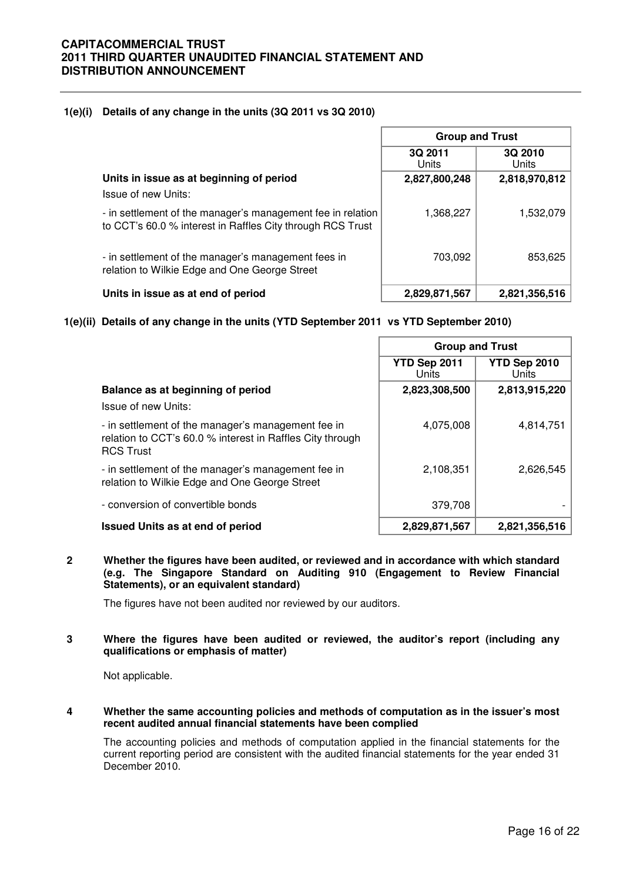### 1(e)(i) Details of any change in the units (3Q 2011 vs 3Q 2010)

| | Group and Trust | |
|---|---|---|
| | 3Q 2011 Units | 3Q 2010 Units |
| **Units in issue as at beginning of period** | **2,827,800,248** | **2,818,970,812** |
| Issue of new Units: | | |
| - in settlement of the manager's management fee in relation to CCT's 60.0 % interest in Raffles City through RCS Trust | 1,368,227 | 1,532,079 |
| - in settlement of the manager's management fees in relation to Wilkie Edge and One George Street | 703,092 | 853,625 |
| **Units in issue as at end of period** | **2,829,871,567** | **2,821,356,516** |

### 1(e)(ii) Details of any change in the units (YTD September 2011 vs YTD September 2010)

| | Group and Trust | |
|---|---|---|
| | YTD Sep 2011 Units | YTD Sep 2010 Units |
| **Balance as at beginning of period** | **2,823,308,500** | **2,813,915,220** |
| Issue of new Units: | | |
| - in settlement of the manager's management fee in relation to CCT's 60.0 % interest in Raffles City through RCS Trust | 4,075,008 | 4,814,751 |
| - in settlement of the manager's management fee in relation to Wilkie Edge and One George Street | 2,108,351 | 2,626,545 |
| - conversion of convertible bonds | 379,708 | - |
| **Issued Units as at end of period** | **2,829,871,567** | **2,821,356,516** |

### 2 Whether the figures have been audited, or reviewed and in accordance with which standard (e.g. The Singapore Standard on Auditing 910 (Engagement to Review Financial Statements), or an equivalent standard)

The figures have not been audited nor reviewed by our auditors.

### 3 Where the figures have been audited or reviewed, the auditor's report (including any qualifications or emphasis of matter)

Not applicable.

### 4 Whether the same accounting policies and methods of computation as in the issuer's most recent audited annual financial statements have been complied

The accounting policies and methods of computation applied in the financial statements for the current reporting period are consistent with the audited financial statements for the year ended 31 December 2010.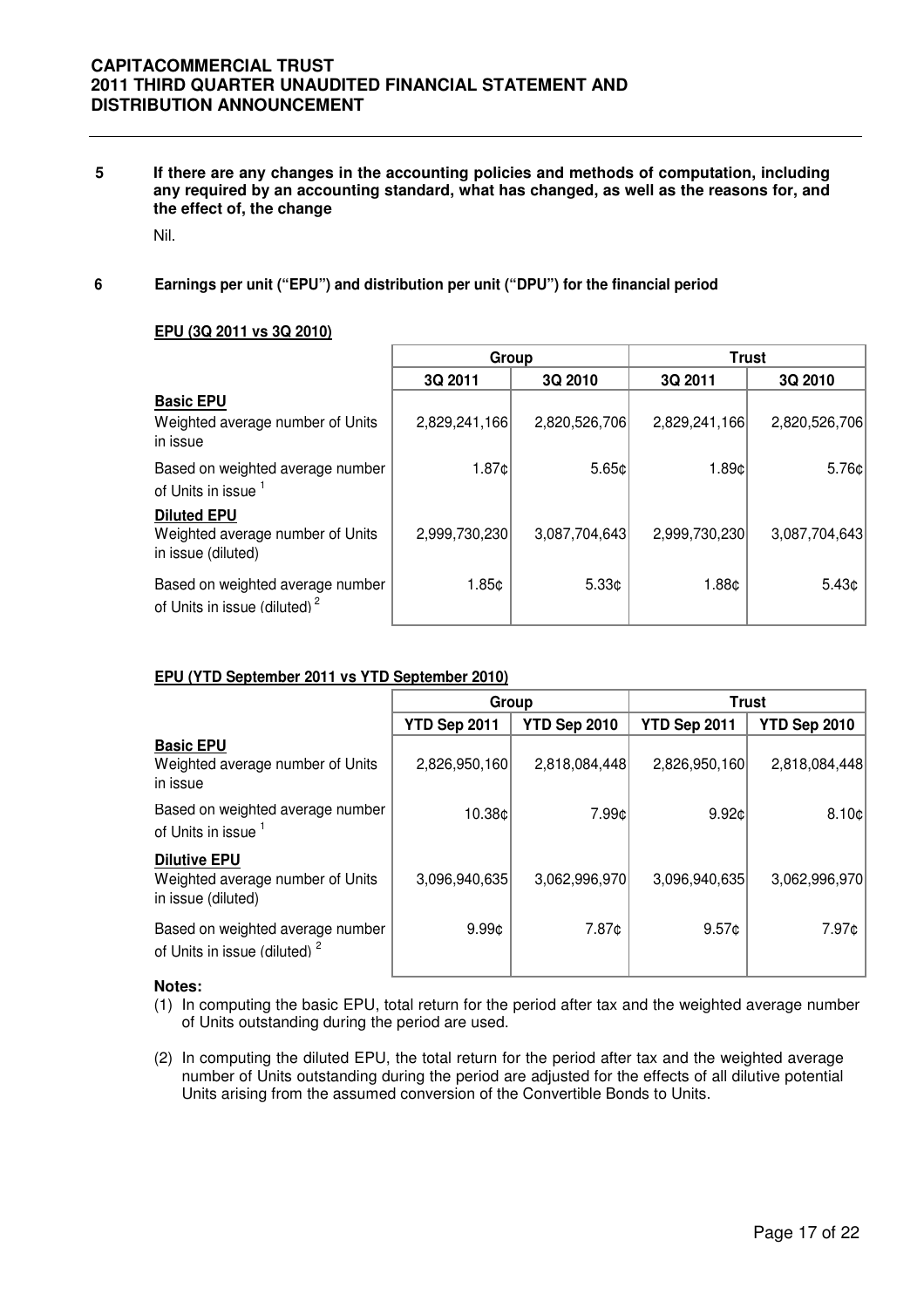**5 If there are any changes in the accounting policies and methods of computation, including any required by an accounting standard, what has changed, as well as the reasons for, and the effect of, the change**

Nil.

**6 Earnings per unit ("EPU") and distribution per unit ("DPU") for the financial period**

**EPU (3Q 2011 vs 3Q 2010)**

| | Group | | Trust | |
|---|---|---|---|---|
| | 3Q 2011 | 3Q 2010 | 3Q 2011 | 3Q 2010 |
| **Basic EPU** Weighted average number of Units in issue | 2,829,241,166 | 2,820,526,706 | 2,829,241,166 | 2,820,526,706 |
| Based on weighted average number of Units in issue [1] | 1.87¢ | 5.65¢ | 1.89¢ | 5.76¢ |
| **Diluted EPU** Weighted average number of Units in issue (diluted) | 2,999,730,230 | 3,087,704,643 | 2,999,730,230 | 3,087,704,643 |
| Based on weighted average number of Units in issue (diluted) [2] | 1.85¢ | 5.33¢ | 1.88¢ | 5.43¢ |

**EPU (YTD September 2011 vs YTD September 2010)**

| | Group | | Trust | |
|---|---|---|---|---|
| | YTD Sep 2011 | YTD Sep 2010 | YTD Sep 2011 | YTD Sep 2010 |
| **Basic EPU** Weighted average number of Units in issue | 2,826,950,160 | 2,818,084,448 | 2,826,950,160 | 2,818,084,448 |
| Based on weighted average number of Units in issue [1] | 10.38¢ | 7.99¢ | 9.92¢ | 8.10¢ |
| **Dilutive EPU** Weighted average number of Units in issue (diluted) | 3,096,940,635 | 3,062,996,970 | 3,096,940,635 | 3,062,996,970 |
| Based on weighted average number of Units in issue (diluted) [2] | 9.99¢ | 7.87¢ | 9.57¢ | 7.97¢ |

**Notes:**

(1) In computing the basic EPU, total return for the period after tax and the weighted average number of Units outstanding during the period are used.

(2) In computing the diluted EPU, the total return for the period after tax and the weighted average number of Units outstanding during the period are adjusted for the effects of all dilutive potential Units arising from the assumed conversion of the Convertible Bonds to Units.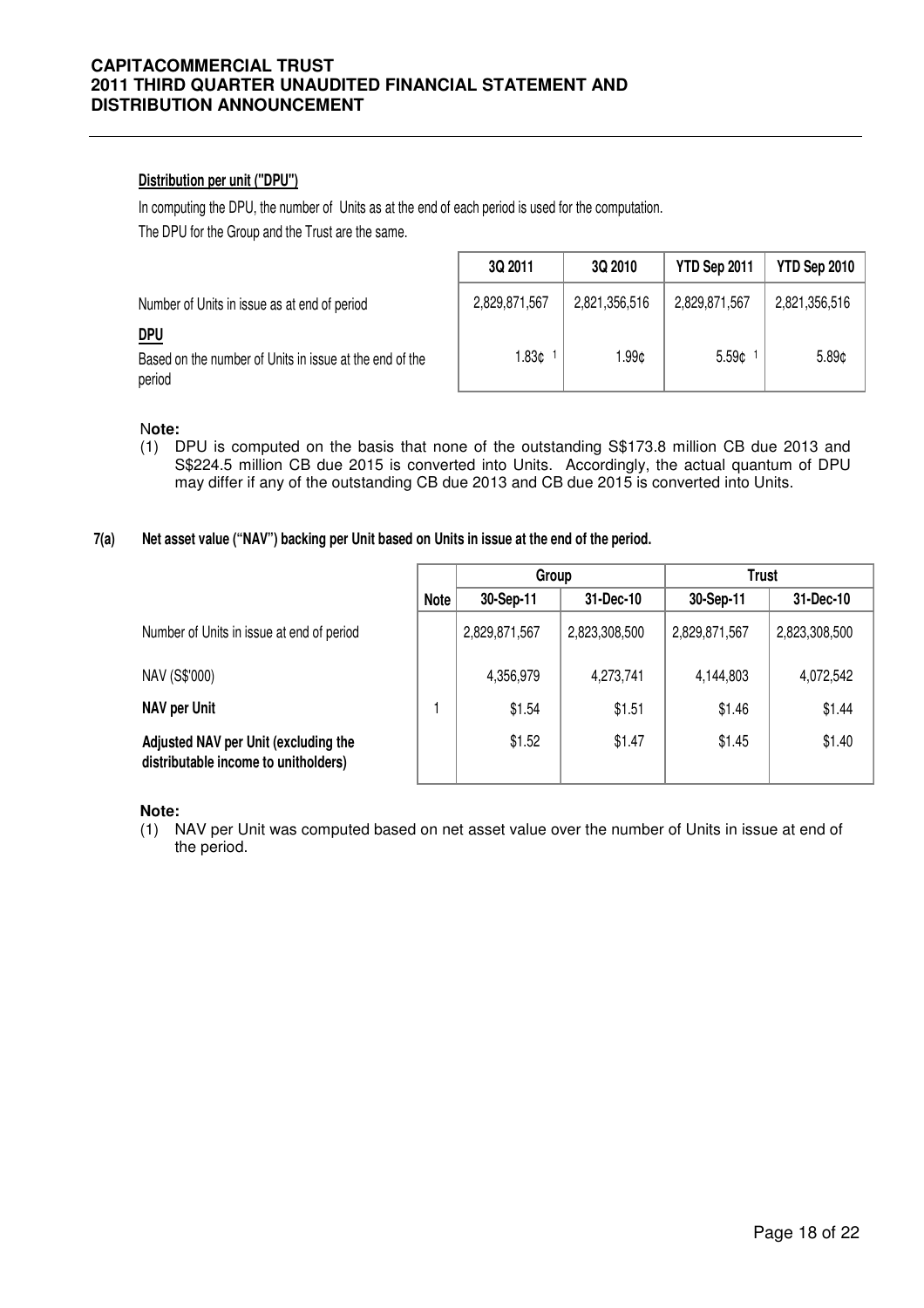**Distribution per unit ("DPU")**

In computing the DPU, the number of Units as at the end of each period is used for the computation.

The DPU for the Group and the Trust are the same.

| | 3Q 2011 | 3Q 2010 | YTD Sep 2011 | YTD Sep 2010 |
|---|---|---|---|---|
| Number of Units in issue as at end of period | 2,829,871,567 | 2,821,356,516 | 2,829,871,567 | 2,821,356,516 |
| **DPU** | | | | |
| Based on the number of Units in issue at the end of the period | 1.83¢ [1] | 1.99¢ | 5.59¢ [1] | 5.89¢ |

**Note:**

(1) DPU is computed on the basis that none of the outstanding S$173.8 million CB due 2013 and S$224.5 million CB due 2015 is converted into Units. Accordingly, the actual quantum of DPU may differ if any of the outstanding CB due 2013 and CB due 2015 is converted into Units.

**7(a) Net asset value ("NAV") backing per Unit based on Units in issue at the end of the period.**

| | Note | Group | | Trust | |
|---|---|---|---|---|---|
| | | 30-Sep-11 | 31-Dec-10 | 30-Sep-11 | 31-Dec-10 |
| Number of Units in issue at end of period | | 2,829,871,567 | 2,823,308,500 | 2,829,871,567 | 2,823,308,500 |
| NAV (S$'000) | | 4,356,979 | 4,273,741 | 4,144,803 | 4,072,542 |
| **NAV per Unit** | 1 | $1.54 | $1.51 | $1.46 | $1.44 |
| **Adjusted NAV per Unit (excluding the distributable income to unitholders)** | | $1.52 | $1.47 | $1.45 | $1.40 |

**Note:**

(1) NAV per Unit was computed based on net asset value over the number of Units in issue at end of the period.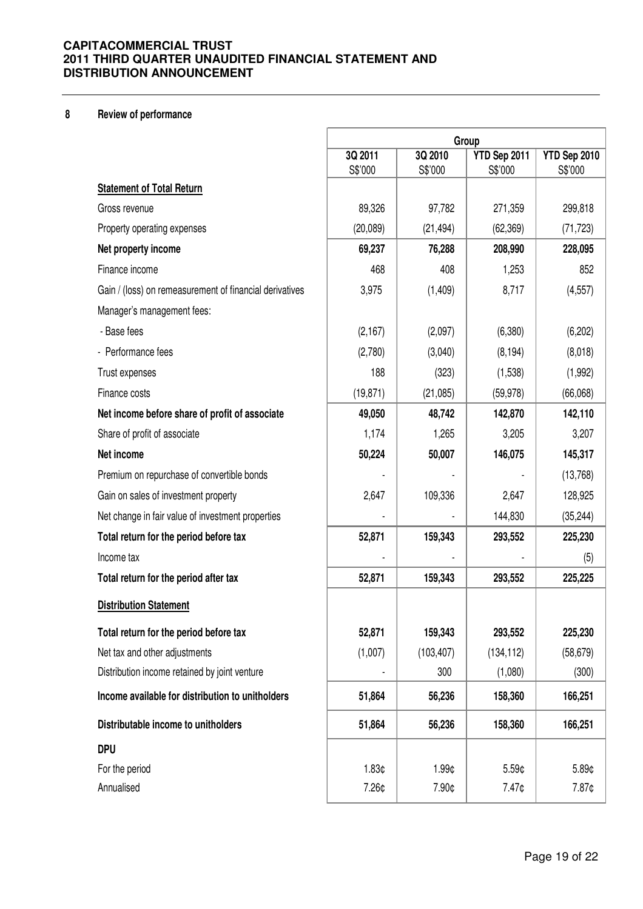## 8 Review of performance

| | Group | | | |
|---|---|---|---|---|
| | 3Q 2011<br>S$'000 | 3Q 2010<br>S$'000 | YTD Sep 2011<br>S$'000 | YTD Sep 2010<br>S$'000 |
| **Statement of Total Return** | | | | |
| Gross revenue | 89,326 | 97,782 | 271,359 | 299,818 |
| Property operating expenses | (20,089) | (21,494) | (62,369) | (71,723) |
| **Net property income** | **69,237** | **76,288** | **208,990** | **228,095** |
| Finance income | 468 | 408 | 1,253 | 852 |
| Gain / (loss) on remeasurement of financial derivatives | 3,975 | (1,409) | 8,717 | (4,557) |
| Manager's management fees: | | | | |
| - Base fees | (2,167) | (2,097) | (6,380) | (6,202) |
| - Performance fees | (2,780) | (3,040) | (8,194) | (8,018) |
| Trust expenses | 188 | (323) | (1,538) | (1,992) |
| Finance costs | (19,871) | (21,085) | (59,978) | (66,068) |
| **Net income before share of profit of associate** | **49,050** | **48,742** | **142,870** | **142,110** |
| Share of profit of associate | 1,174 | 1,265 | 3,205 | 3,207 |
| **Net income** | **50,224** | **50,007** | **146,075** | **145,317** |
| Premium on repurchase of convertible bonds | - | - | - | (13,768) |
| Gain on sales of investment property | 2,647 | 109,336 | 2,647 | 128,925 |
| Net change in fair value of investment properties | - | - | 144,830 | (35,244) |
| **Total return for the period before tax** | **52,871** | **159,343** | **293,552** | **225,230** |
| Income tax | - | - | - | (5) |
| **Total return for the period after tax** | **52,871** | **159,343** | **293,552** | **225,225** |
| **Distribution Statement** | | | | |
| **Total return for the period before tax** | **52,871** | **159,343** | **293,552** | **225,230** |
| Net tax and other adjustments | (1,007) | (103,407) | (134,112) | (58,679) |
| Distribution income retained by joint venture | - | 300 | (1,080) | (300) |
| **Income available for distribution to unitholders** | **51,864** | **56,236** | **158,360** | **166,251** |
| **Distributable income to unitholders** | **51,864** | **56,236** | **158,360** | **166,251** |
| **DPU** | | | | |
| For the period | 1.83¢ | 1.99¢ | 5.59¢ | 5.89¢ |
| Annualised | 7.26¢ | 7.90¢ | 7.47¢ | 7.87¢ |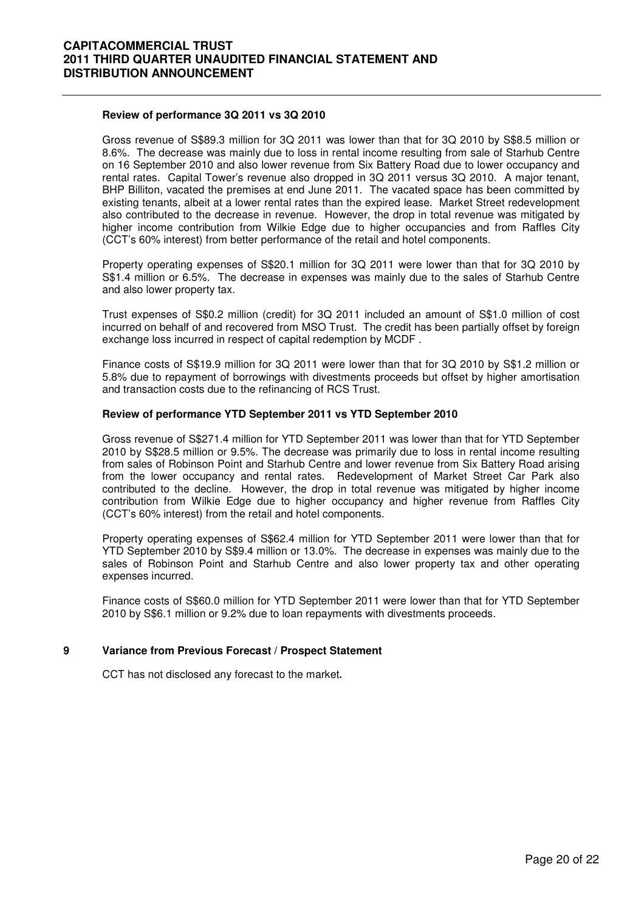**Review of performance 3Q 2011 vs 3Q 2010**

Gross revenue of S$89.3 million for 3Q 2011 was lower than that for 3Q 2010 by S$8.5 million or 8.6%. The decrease was mainly due to loss in rental income resulting from sale of Starhub Centre on 16 September 2010 and also lower revenue from Six Battery Road due to lower occupancy and rental rates. Capital Tower's revenue also dropped in 3Q 2011 versus 3Q 2010. A major tenant, BHP Billiton, vacated the premises at end June 2011. The vacated space has been committed by existing tenants, albeit at a lower rental rates than the expired lease. Market Street redevelopment also contributed to the decrease in revenue. However, the drop in total revenue was mitigated by higher income contribution from Wilkie Edge due to higher occupancies and from Raffles City (CCT's 60% interest) from better performance of the retail and hotel components.

Property operating expenses of S$20.1 million for 3Q 2011 were lower than that for 3Q 2010 by S$1.4 million or 6.5%. The decrease in expenses was mainly due to the sales of Starhub Centre and also lower property tax.

Trust expenses of S$0.2 million (credit) for 3Q 2011 included an amount of S$1.0 million of cost incurred on behalf of and recovered from MSO Trust. The credit has been partially offset by foreign exchange loss incurred in respect of capital redemption by MCDF .

Finance costs of S$19.9 million for 3Q 2011 were lower than that for 3Q 2010 by S$1.2 million or 5.8% due to repayment of borrowings with divestments proceeds but offset by higher amortisation and transaction costs due to the refinancing of RCS Trust.

**Review of performance YTD September 2011 vs YTD September 2010**

Gross revenue of S$271.4 million for YTD September 2011 was lower than that for YTD September 2010 by S$28.5 million or 9.5%. The decrease was primarily due to loss in rental income resulting from sales of Robinson Point and Starhub Centre and lower revenue from Six Battery Road arising from the lower occupancy and rental rates. Redevelopment of Market Street Car Park also contributed to the decline. However, the drop in total revenue was mitigated by higher income contribution from Wilkie Edge due to higher occupancy and higher revenue from Raffles City (CCT's 60% interest) from the retail and hotel components.

Property operating expenses of S$62.4 million for YTD September 2011 were lower than that for YTD September 2010 by S$9.4 million or 13.0%. The decrease in expenses was mainly due to the sales of Robinson Point and Starhub Centre and also lower property tax and other operating expenses incurred.

Finance costs of S$60.0 million for YTD September 2011 were lower than that for YTD September 2010 by S$6.1 million or 9.2% due to loan repayments with divestments proceeds.

## 9 Variance from Previous Forecast / Prospect Statement

CCT has not disclosed any forecast to the market**.**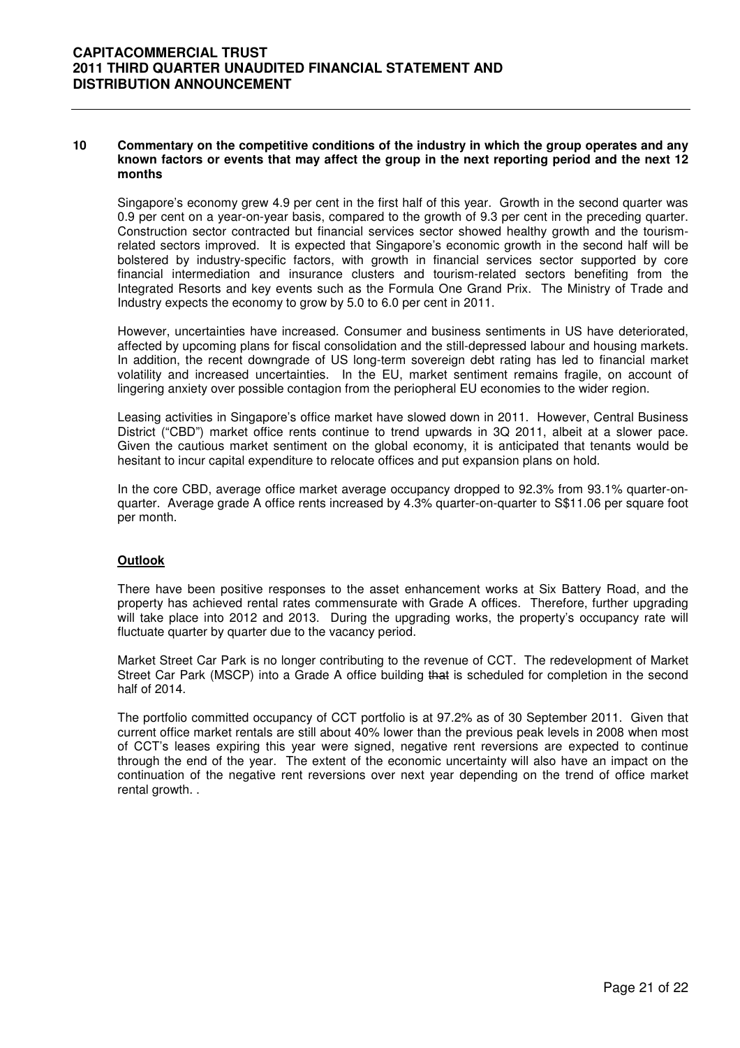## 10 Commentary on the competitive conditions of the industry in which the group operates and any known factors or events that may affect the group in the next reporting period and the next 12 months

Singapore's economy grew 4.9 per cent in the first half of this year. Growth in the second quarter was 0.9 per cent on a year-on-year basis, compared to the growth of 9.3 per cent in the preceding quarter. Construction sector contracted but financial services sector showed healthy growth and the tourism-related sectors improved. It is expected that Singapore's economic growth in the second half will be bolstered by industry-specific factors, with growth in financial services sector supported by core financial intermediation and insurance clusters and tourism-related sectors benefiting from the Integrated Resorts and key events such as the Formula One Grand Prix. The Ministry of Trade and Industry expects the economy to grow by 5.0 to 6.0 per cent in 2011.

However, uncertainties have increased. Consumer and business sentiments in US have deteriorated, affected by upcoming plans for fiscal consolidation and the still-depressed labour and housing markets. In addition, the recent downgrade of US long-term sovereign debt rating has led to financial market volatility and increased uncertainties. In the EU, market sentiment remains fragile, on account of lingering anxiety over possible contagion from the periopheral EU economies to the wider region.

Leasing activities in Singapore's office market have slowed down in 2011. However, Central Business District ("CBD") market office rents continue to trend upwards in 3Q 2011, albeit at a slower pace. Given the cautious market sentiment on the global economy, it is anticipated that tenants would be hesitant to incur capital expenditure to relocate offices and put expansion plans on hold.

In the core CBD, average office market average occupancy dropped to 92.3% from 93.1% quarter-on-quarter. Average grade A office rents increased by 4.3% quarter-on-quarter to S$11.06 per square foot per month.

**Outlook**

There have been positive responses to the asset enhancement works at Six Battery Road, and the property has achieved rental rates commensurate with Grade A offices. Therefore, further upgrading will take place into 2012 and 2013. During the upgrading works, the property's occupancy rate will fluctuate quarter by quarter due to the vacancy period.

Market Street Car Park is no longer contributing to the revenue of CCT. The redevelopment of Market Street Car Park (MSCP) into a Grade A office building ~~that~~ is scheduled for completion in the second half of 2014.

The portfolio committed occupancy of CCT portfolio is at 97.2% as of 30 September 2011. Given that current office market rentals are still about 40% lower than the previous peak levels in 2008 when most of CCT's leases expiring this year were signed, negative rent reversions are expected to continue through the end of the year. The extent of the economic uncertainty will also have an impact on the continuation of the negative rent reversions over next year depending on the trend of office market rental growth. .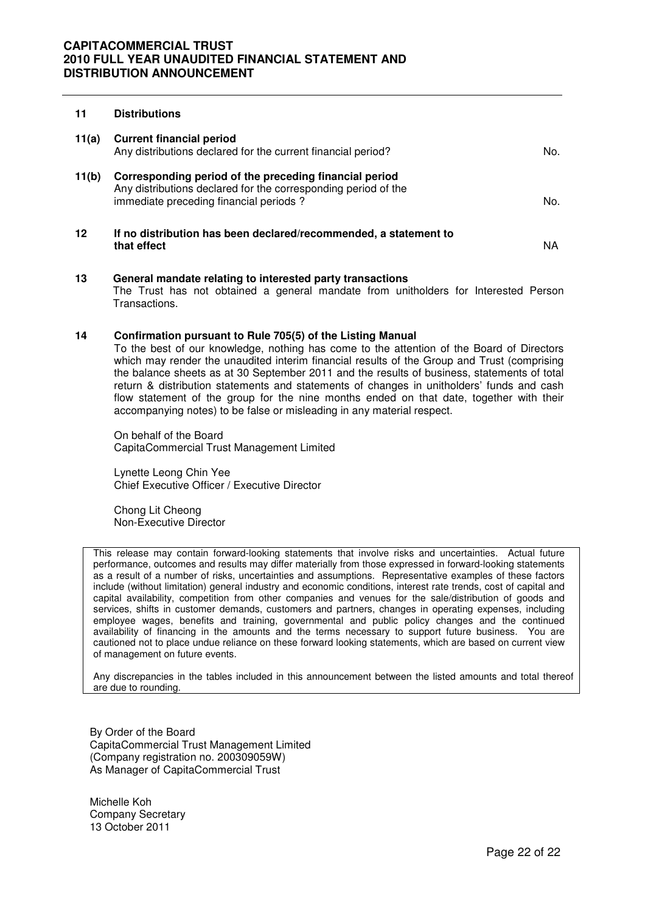## 11 Distributions

**11(a) Current financial period**

Any distributions declared for the current financial period? No.

**11(b) Corresponding period of the preceding financial period**

Any distributions declared for the corresponding period of the immediate preceding financial periods ? No.

## 12 If no distribution has been declared/recommended, a statement to that effect

NA

## 13 General mandate relating to interested party transactions

The Trust has not obtained a general mandate from unitholders for Interested Person Transactions.

## 14 Confirmation pursuant to Rule 705(5) of the Listing Manual

To the best of our knowledge, nothing has come to the attention of the Board of Directors which may render the unaudited interim financial results of the Group and Trust (comprising the balance sheets as at 30 September 2011 and the results of business, statements of total return & distribution statements and statements of changes in unitholders' funds and cash flow statement of the group for the nine months ended on that date, together with their accompanying notes) to be false or misleading in any material respect.

On behalf of the Board
CapitaCommercial Trust Management Limited

Lynette Leong Chin Yee
Chief Executive Officer / Executive Director

Chong Lit Cheong
Non-Executive Director

This release may contain forward-looking statements that involve risks and uncertainties. Actual future performance, outcomes and results may differ materially from those expressed in forward-looking statements as a result of a number of risks, uncertainties and assumptions. Representative examples of these factors include (without limitation) general industry and economic conditions, interest rate trends, cost of capital and capital availability, competition from other companies and venues for the sale/distribution of goods and services, shifts in customer demands, customers and partners, changes in operating expenses, including employee wages, benefits and training, governmental and public policy changes and the continued availability of financing in the amounts and the terms necessary to support future business. You are cautioned not to place undue reliance on these forward looking statements, which are based on current view of management on future events.

Any discrepancies in the tables included in this announcement between the listed amounts and total thereof are due to rounding.

By Order of the Board
CapitaCommercial Trust Management Limited
(Company registration no. 200309059W)
As Manager of CapitaCommercial Trust

Michelle Koh
Company Secretary
13 October 2011